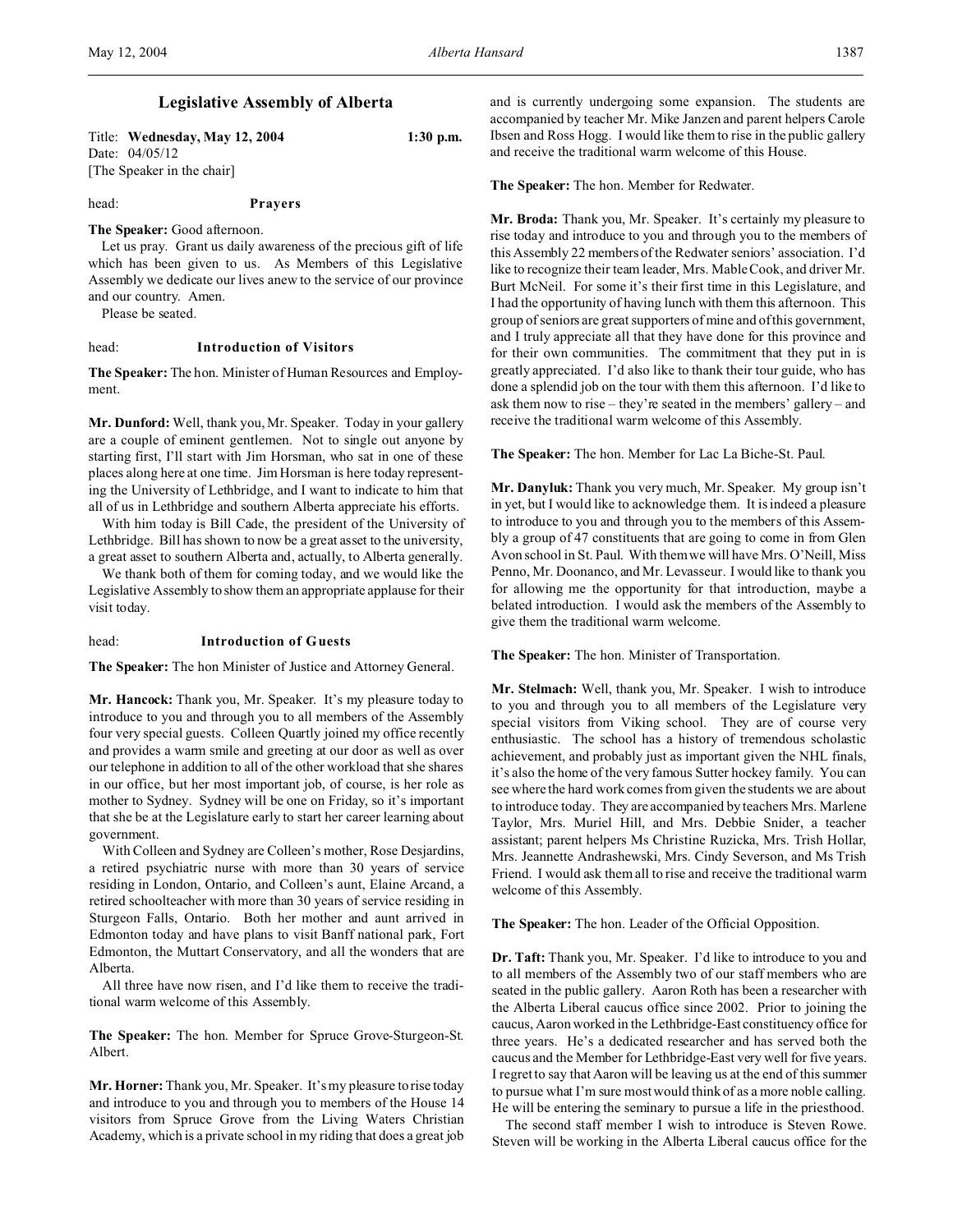# Legislative Assembly of Alberta

Title: **Wednesday, May 12, 2004** **1:30 p.m.**
Date: 04/05/12
[The Speaker in the chair]

head: **Prayers**

**The Speaker:** Good afternoon.

Let us pray. Grant us daily awareness of the precious gift of life which has been given to us. As Members of this Legislative Assembly we dedicate our lives anew to the service of our province and our country. Amen.

Please be seated.

head: **Introduction of Visitors**

**The Speaker:** The hon. Minister of Human Resources and Employment.

**Mr. Dunford:** Well, thank you, Mr. Speaker. Today in your gallery are a couple of eminent gentlemen. Not to single out anyone by starting first, I'll start with Jim Horsman, who sat in one of these places along here at one time. Jim Horsman is here today representing the University of Lethbridge, and I want to indicate to him that all of us in Lethbridge and southern Alberta appreciate his efforts.

With him today is Bill Cade, the president of the University of Lethbridge. Bill has shown to now be a great asset to the university, a great asset to southern Alberta and, actually, to Alberta generally.

We thank both of them for coming today, and we would like the Legislative Assembly to show them an appropriate applause for their visit today.

head: **Introduction of Guests**

**The Speaker:** The hon Minister of Justice and Attorney General.

**Mr. Hancock:** Thank you, Mr. Speaker. It's my pleasure today to introduce to you and through you to all members of the Assembly four very special guests. Colleen Quartly joined my office recently and provides a warm smile and greeting at our door as well as over our telephone in addition to all of the other workload that she shares in our office, but her most important job, of course, is her role as mother to Sydney. Sydney will be one on Friday, so it's important that she be at the Legislature early to start her career learning about government.

With Colleen and Sydney are Colleen's mother, Rose Desjardins, a retired psychiatric nurse with more than 30 years of service residing in London, Ontario, and Colleen's aunt, Elaine Arcand, a retired schoolteacher with more than 30 years of service residing in Sturgeon Falls, Ontario. Both her mother and aunt arrived in Edmonton today and have plans to visit Banff national park, Fort Edmonton, the Muttart Conservatory, and all the wonders that are Alberta.

All three have now risen, and I'd like them to receive the traditional warm welcome of this Assembly.

**The Speaker:** The hon. Member for Spruce Grove-Sturgeon-St. Albert.

**Mr. Horner:** Thank you, Mr. Speaker. It's my pleasure to rise today and introduce to you and through you to members of the House 14 visitors from Spruce Grove from the Living Waters Christian Academy, which is a private school in my riding that does a great job and is currently undergoing some expansion. The students are accompanied by teacher Mr. Mike Janzen and parent helpers Carole Ibsen and Ross Hogg. I would like them to rise in the public gallery and receive the traditional warm welcome of this House.

**The Speaker:** The hon. Member for Redwater.

**Mr. Broda:** Thank you, Mr. Speaker. It's certainly my pleasure to rise today and introduce to you and through you to the members of this Assembly 22 members of the Redwater seniors' association. I'd like to recognize their team leader, Mrs. Mable Cook, and driver Mr. Burt McNeil. For some it's their first time in this Legislature, and I had the opportunity of having lunch with them this afternoon. This group of seniors are great supporters of mine and of this government, and I truly appreciate all that they have done for this province and for their own communities. The commitment that they put in is greatly appreciated. I'd also like to thank their tour guide, who has done a splendid job on the tour with them this afternoon. I'd like to ask them now to rise – they're seated in the members' gallery – and receive the traditional warm welcome of this Assembly.

**The Speaker:** The hon. Member for Lac La Biche-St. Paul.

**Mr. Danyluk:** Thank you very much, Mr. Speaker. My group isn't in yet, but I would like to acknowledge them. It is indeed a pleasure to introduce to you and through you to the members of this Assembly a group of 47 constituents that are going to come in from Glen Avon school in St. Paul. With them we will have Mrs. O'Neill, Miss Penno, Mr. Doonanco, and Mr. Levasseur. I would like to thank you for allowing me the opportunity for that introduction, maybe a belated introduction. I would ask the members of the Assembly to give them the traditional warm welcome.

**The Speaker:** The hon. Minister of Transportation.

**Mr. Stelmach:** Well, thank you, Mr. Speaker. I wish to introduce to you and through you to all members of the Legislature very special visitors from Viking school. They are of course very enthusiastic. The school has a history of tremendous scholastic achievement, and probably just as important given the NHL finals, it's also the home of the very famous Sutter hockey family. You can see where the hard work comes from given the students we are about to introduce today. They are accompanied by teachers Mrs. Marlene Taylor, Mrs. Muriel Hill, and Mrs. Debbie Snider, a teacher assistant; parent helpers Ms Christine Ruzicka, Mrs. Trish Hollar, Mrs. Jeannette Andrashewski, Mrs. Cindy Severson, and Ms Trish Friend. I would ask them all to rise and receive the traditional warm welcome of this Assembly.

**The Speaker:** The hon. Leader of the Official Opposition.

**Dr. Taft:** Thank you, Mr. Speaker. I'd like to introduce to you and to all members of the Assembly two of our staff members who are seated in the public gallery. Aaron Roth has been a researcher with the Alberta Liberal caucus office since 2002. Prior to joining the caucus, Aaron worked in the Lethbridge-East constituency office for three years. He's a dedicated researcher and has served both the caucus and the Member for Lethbridge-East very well for five years. I regret to say that Aaron will be leaving us at the end of this summer to pursue what I'm sure most would think of as a more noble calling. He will be entering the seminary to pursue a life in the priesthood.

The second staff member I wish to introduce is Steven Rowe. Steven will be working in the Alberta Liberal caucus office for the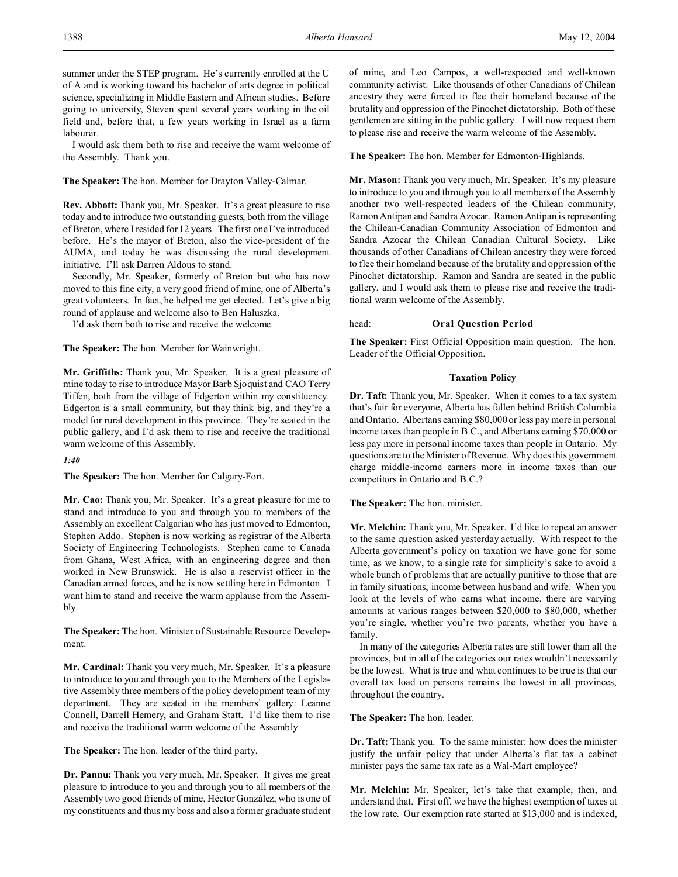summer under the STEP program. He's currently enrolled at the U of A and is working toward his bachelor of arts degree in political science, specializing in Middle Eastern and African studies. Before going to university, Steven spent several years working in the oil field and, before that, a few years working in Israel as a farm labourer.

I would ask them both to rise and receive the warm welcome of the Assembly. Thank you.

**The Speaker:** The hon. Member for Drayton Valley-Calmar.

**Rev. Abbott:** Thank you, Mr. Speaker. It's a great pleasure to rise today and to introduce two outstanding guests, both from the village of Breton, where I resided for 12 years. The first one I've introduced before. He's the mayor of Breton, also the vice-president of the AUMA, and today he was discussing the rural development initiative. I'll ask Darren Aldous to stand.

Secondly, Mr. Speaker, formerly of Breton but who has now moved to this fine city, a very good friend of mine, one of Alberta's great volunteers. In fact, he helped me get elected. Let's give a big round of applause and welcome also to Ben Haluszka.

I'd ask them both to rise and receive the welcome.

**The Speaker:** The hon. Member for Wainwright.

**Mr. Griffiths:** Thank you, Mr. Speaker. It is a great pleasure of mine today to rise to introduce Mayor Barb Sjoquist and CAO Terry Tiffen, both from the village of Edgerton within my constituency. Edgerton is a small community, but they think big, and they're a model for rural development in this province. They're seated in the public gallery, and I'd ask them to rise and receive the traditional warm welcome of this Assembly.

*1:40*

**The Speaker:** The hon. Member for Calgary-Fort.

**Mr. Cao:** Thank you, Mr. Speaker. It's a great pleasure for me to stand and introduce to you and through you to members of the Assembly an excellent Calgarian who has just moved to Edmonton, Stephen Addo. Stephen is now working as registrar of the Alberta Society of Engineering Technologists. Stephen came to Canada from Ghana, West Africa, with an engineering degree and then worked in New Brunswick. He is also a reservist officer in the Canadian armed forces, and he is now settling here in Edmonton. I want him to stand and receive the warm applause from the Assembly.

**The Speaker:** The hon. Minister of Sustainable Resource Development.

**Mr. Cardinal:** Thank you very much, Mr. Speaker. It's a pleasure to introduce to you and through you to the Members of the Legislative Assembly three members of the policy development team of my department. They are seated in the members' gallery: Leanne Connell, Darrell Hemery, and Graham Statt. I'd like them to rise and receive the traditional warm welcome of the Assembly.

**The Speaker:** The hon. leader of the third party.

**Dr. Pannu:** Thank you very much, Mr. Speaker. It gives me great pleasure to introduce to you and through you to all members of the Assembly two good friends of mine, Héctor González, who is one of my constituents and thus my boss and also a former graduate student of mine, and Leo Campos, a well-respected and well-known community activist. Like thousands of other Canadians of Chilean ancestry they were forced to flee their homeland because of the brutality and oppression of the Pinochet dictatorship. Both of these gentlemen are sitting in the public gallery. I will now request them to please rise and receive the warm welcome of the Assembly.

**The Speaker:** The hon. Member for Edmonton-Highlands.

**Mr. Mason:** Thank you very much, Mr. Speaker. It's my pleasure to introduce to you and through you to all members of the Assembly another two well-respected leaders of the Chilean community, Ramon Antipan and Sandra Azocar. Ramon Antipan is representing the Chilean-Canadian Community Association of Edmonton and Sandra Azocar the Chilean Canadian Cultural Society. Like thousands of other Canadians of Chilean ancestry they were forced to flee their homeland because of the brutality and oppression of the Pinochet dictatorship. Ramon and Sandra are seated in the public gallery, and I would ask them to please rise and receive the traditional warm welcome of the Assembly.

head: **Oral Question Period**

**The Speaker:** First Official Opposition main question. The hon. Leader of the Official Opposition.

### Taxation Policy

**Dr. Taft:** Thank you, Mr. Speaker. When it comes to a tax system that's fair for everyone, Alberta has fallen behind British Columbia and Ontario. Albertans earning $80,000 or less pay more in personal income taxes than people in B.C., and Albertans earning $70,000 or less pay more in personal income taxes than people in Ontario. My questions are to the Minister of Revenue. Why does this government charge middle-income earners more in income taxes than our competitors in Ontario and B.C.?

**The Speaker:** The hon. minister.

**Mr. Melchin:** Thank you, Mr. Speaker. I'd like to repeat an answer to the same question asked yesterday actually. With respect to the Alberta government's policy on taxation we have gone for some time, as we know, to a single rate for simplicity's sake to avoid a whole bunch of problems that are actually punitive to those that are in family situations, income between husband and wife. When you look at the levels of who earns what income, there are varying amounts at various ranges between $20,000 to $80,000, whether you're single, whether you're two parents, whether you have a family.

In many of the categories Alberta rates are still lower than all the provinces, but in all of the categories our rates wouldn't necessarily be the lowest. What is true and what continues to be true is that our overall tax load on persons remains the lowest in all provinces, throughout the country.

**The Speaker:** The hon. leader.

**Dr. Taft:** Thank you. To the same minister: how does the minister justify the unfair policy that under Alberta's flat tax a cabinet minister pays the same tax rate as a Wal-Mart employee?

**Mr. Melchin:** Mr. Speaker, let's take that example, then, and understand that. First off, we have the highest exemption of taxes at the low rate. Our exemption rate started at $13,000 and is indexed,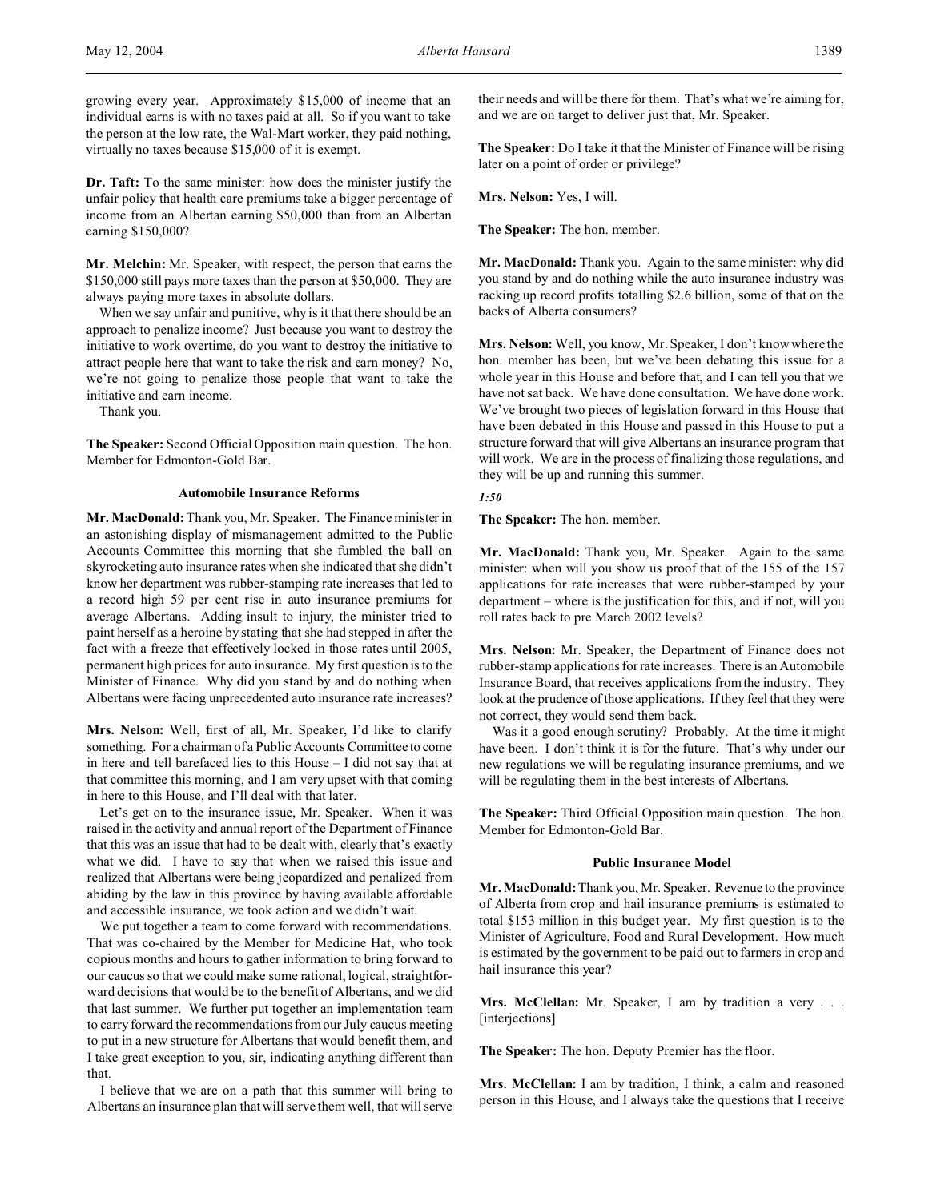growing every year. Approximately $15,000 of income that an individual earns is with no taxes paid at all. So if you want to take the person at the low rate, the Wal-Mart worker, they paid nothing, virtually no taxes because $15,000 of it is exempt.

**Dr. Taft:** To the same minister: how does the minister justify the unfair policy that health care premiums take a bigger percentage of income from an Albertan earning $50,000 than from an Albertan earning $150,000?

**Mr. Melchin:** Mr. Speaker, with respect, the person that earns the $150,000 still pays more taxes than the person at $50,000. They are always paying more taxes in absolute dollars.

When we say unfair and punitive, why is it that there should be an approach to penalize income? Just because you want to destroy the initiative to work overtime, do you want to destroy the initiative to attract people here that want to take the risk and earn money? No, we're not going to penalize those people that want to take the initiative and earn income.

Thank you.

**The Speaker:** Second Official Opposition main question. The hon. Member for Edmonton-Gold Bar.

### Automobile Insurance Reforms

**Mr. MacDonald:** Thank you, Mr. Speaker. The Finance minister in an astonishing display of mismanagement admitted to the Public Accounts Committee this morning that she fumbled the ball on skyrocketing auto insurance rates when she indicated that she didn't know her department was rubber-stamping rate increases that led to a record high 59 per cent rise in auto insurance premiums for average Albertans. Adding insult to injury, the minister tried to paint herself as a heroine by stating that she had stepped in after the fact with a freeze that effectively locked in those rates until 2005, permanent high prices for auto insurance. My first question is to the Minister of Finance. Why did you stand by and do nothing when Albertans were facing unprecedented auto insurance rate increases?

**Mrs. Nelson:** Well, first of all, Mr. Speaker, I'd like to clarify something. For a chairman of a Public Accounts Committee to come in here and tell barefaced lies to this House – I did not say that at that committee this morning, and I am very upset with that coming in here to this House, and I'll deal with that later.

Let's get on to the insurance issue, Mr. Speaker. When it was raised in the activity and annual report of the Department of Finance that this was an issue that had to be dealt with, clearly that's exactly what we did. I have to say that when we raised this issue and realized that Albertans were being jeopardized and penalized from abiding by the law in this province by having available affordable and accessible insurance, we took action and we didn't wait.

We put together a team to come forward with recommendations. That was co-chaired by the Member for Medicine Hat, who took copious months and hours to gather information to bring forward to our caucus so that we could make some rational, logical, straightforward decisions that would be to the benefit of Albertans, and we did that last summer. We further put together an implementation team to carry forward the recommendations from our July caucus meeting to put in a new structure for Albertans that would benefit them, and I take great exception to you, sir, indicating anything different than that.

I believe that we are on a path that this summer will bring to Albertans an insurance plan that will serve them well, that will serve their needs and will be there for them. That's what we're aiming for, and we are on target to deliver just that, Mr. Speaker.

**The Speaker:** Do I take it that the Minister of Finance will be rising later on a point of order or privilege?

**Mrs. Nelson:** Yes, I will.

**The Speaker:** The hon. member.

**Mr. MacDonald:** Thank you. Again to the same minister: why did you stand by and do nothing while the auto insurance industry was racking up record profits totalling $2.6 billion, some of that on the backs of Alberta consumers?

**Mrs. Nelson:** Well, you know, Mr. Speaker, I don't know where the hon. member has been, but we've been debating this issue for a whole year in this House and before that, and I can tell you that we have not sat back. We have done consultation. We have done work. We've brought two pieces of legislation forward in this House that have been debated in this House and passed in this House to put a structure forward that will give Albertans an insurance program that will work. We are in the process of finalizing those regulations, and they will be up and running this summer.

*1:50*

**The Speaker:** The hon. member.

**Mr. MacDonald:** Thank you, Mr. Speaker. Again to the same minister: when will you show us proof that of the 155 of the 157 applications for rate increases that were rubber-stamped by your department – where is the justification for this, and if not, will you roll rates back to pre March 2002 levels?

**Mrs. Nelson:** Mr. Speaker, the Department of Finance does not rubber-stamp applications for rate increases. There is an Automobile Insurance Board, that receives applications from the industry. They look at the prudence of those applications. If they feel that they were not correct, they would send them back.

Was it a good enough scrutiny? Probably. At the time it might have been. I don't think it is for the future. That's why under our new regulations we will be regulating insurance premiums, and we will be regulating them in the best interests of Albertans.

**The Speaker:** Third Official Opposition main question. The hon. Member for Edmonton-Gold Bar.

### Public Insurance Model

**Mr. MacDonald:** Thank you, Mr. Speaker. Revenue to the province of Alberta from crop and hail insurance premiums is estimated to total $153 million in this budget year. My first question is to the Minister of Agriculture, Food and Rural Development. How much is estimated by the government to be paid out to farmers in crop and hail insurance this year?

**Mrs. McClellan:** Mr. Speaker, I am by tradition a very . . . [interjections]

**The Speaker:** The hon. Deputy Premier has the floor.

**Mrs. McClellan:** I am by tradition, I think, a calm and reasoned person in this House, and I always take the questions that I receive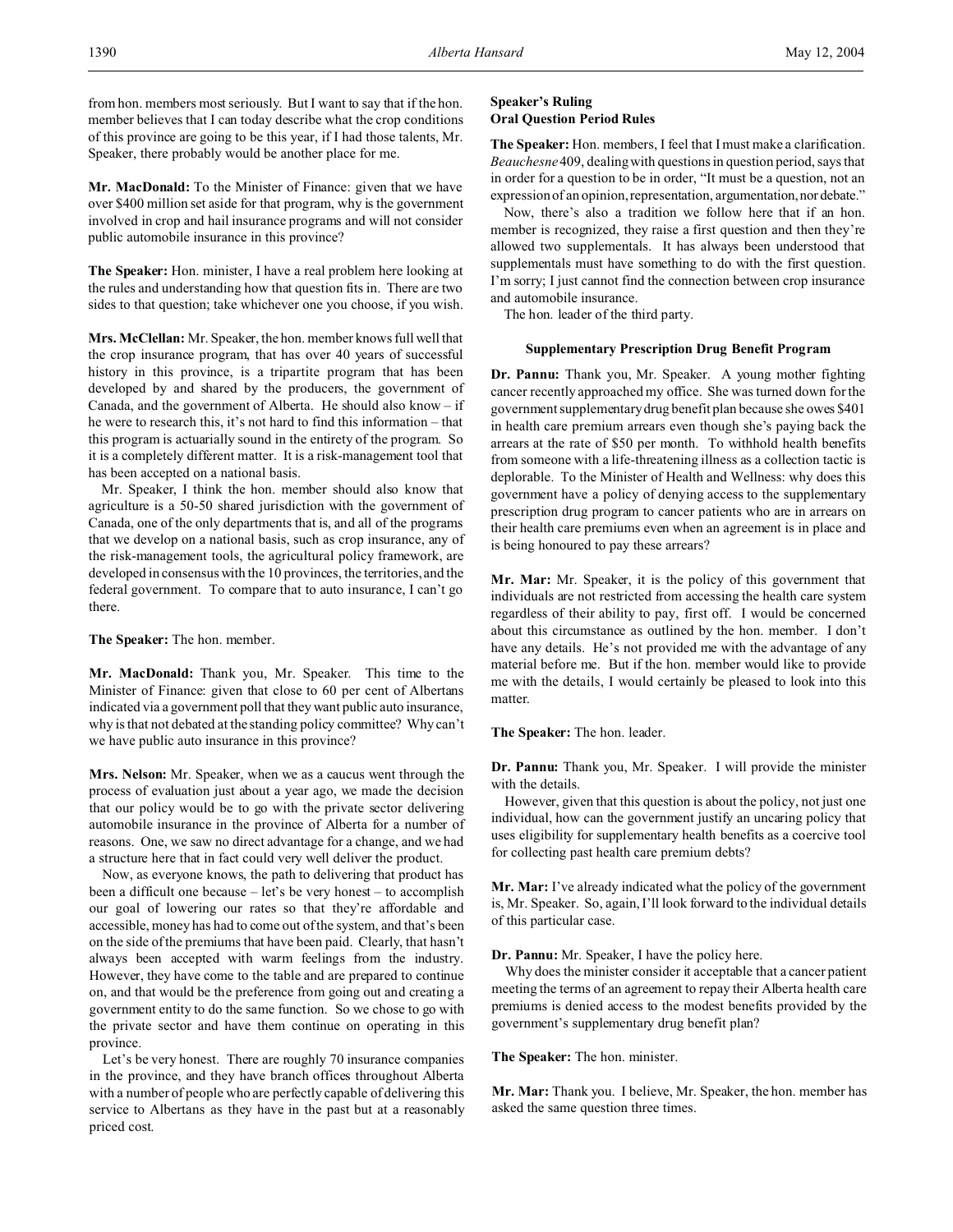from hon. members most seriously. But I want to say that if the hon. member believes that I can today describe what the crop conditions of this province are going to be this year, if I had those talents, Mr. Speaker, there probably would be another place for me.

**Mr. MacDonald:** To the Minister of Finance: given that we have over $400 million set aside for that program, why is the government involved in crop and hail insurance programs and will not consider public automobile insurance in this province?

**The Speaker:** Hon. minister, I have a real problem here looking at the rules and understanding how that question fits in. There are two sides to that question; take whichever one you choose, if you wish.

**Mrs. McClellan:** Mr. Speaker, the hon. member knows full well that the crop insurance program, that has over 40 years of successful history in this province, is a tripartite program that has been developed by and shared by the producers, the government of Canada, and the government of Alberta. He should also know – if he were to research this, it's not hard to find this information – that this program is actuarially sound in the entirety of the program. So it is a completely different matter. It is a risk-management tool that has been accepted on a national basis.

Mr. Speaker, I think the hon. member should also know that agriculture is a 50-50 shared jurisdiction with the government of Canada, one of the only departments that is, and all of the programs that we develop on a national basis, such as crop insurance, any of the risk-management tools, the agricultural policy framework, are developed in consensus with the 10 provinces, the territories, and the federal government. To compare that to auto insurance, I can't go there.

**The Speaker:** The hon. member.

**Mr. MacDonald:** Thank you, Mr. Speaker. This time to the Minister of Finance: given that close to 60 per cent of Albertans indicated via a government poll that they want public auto insurance, why is that not debated at the standing policy committee? Why can't we have public auto insurance in this province?

**Mrs. Nelson:** Mr. Speaker, when we as a caucus went through the process of evaluation just about a year ago, we made the decision that our policy would be to go with the private sector delivering automobile insurance in the province of Alberta for a number of reasons. One, we saw no direct advantage for a change, and we had a structure here that in fact could very well deliver the product.

Now, as everyone knows, the path to delivering that product has been a difficult one because – let's be very honest – to accomplish our goal of lowering our rates so that they're affordable and accessible, money has had to come out of the system, and that's been on the side of the premiums that have been paid. Clearly, that hasn't always been accepted with warm feelings from the industry. However, they have come to the table and are prepared to continue on, and that would be the preference from going out and creating a government entity to do the same function. So we chose to go with the private sector and have them continue on operating in this province.

Let's be very honest. There are roughly 70 insurance companies in the province, and they have branch offices throughout Alberta with a number of people who are perfectly capable of delivering this service to Albertans as they have in the past but at a reasonably priced cost.

### Speaker's Ruling
### Oral Question Period Rules

**The Speaker:** Hon. members, I feel that I must make a clarification. *Beauchesne* 409, dealing with questions in question period, says that in order for a question to be in order, "It must be a question, not an expression of an opinion, representation, argumentation, nor debate."

Now, there's also a tradition we follow here that if an hon. member is recognized, they raise a first question and then they're allowed two supplementals. It has always been understood that supplementals must have something to do with the first question. I'm sorry; I just cannot find the connection between crop insurance and automobile insurance.

The hon. leader of the third party.

### Supplementary Prescription Drug Benefit Program

**Dr. Pannu:** Thank you, Mr. Speaker. A young mother fighting cancer recently approached my office. She was turned down for the government supplementary drug benefit plan because she owes $401 in health care premium arrears even though she's paying back the arrears at the rate of $50 per month. To withhold health benefits from someone with a life-threatening illness as a collection tactic is deplorable. To the Minister of Health and Wellness: why does this government have a policy of denying access to the supplementary prescription drug program to cancer patients who are in arrears on their health care premiums even when an agreement is in place and is being honoured to pay these arrears?

**Mr. Mar:** Mr. Speaker, it is the policy of this government that individuals are not restricted from accessing the health care system regardless of their ability to pay, first off. I would be concerned about this circumstance as outlined by the hon. member. I don't have any details. He's not provided me with the advantage of any material before me. But if the hon. member would like to provide me with the details, I would certainly be pleased to look into this matter.

**The Speaker:** The hon. leader.

**Dr. Pannu:** Thank you, Mr. Speaker. I will provide the minister with the details.

However, given that this question is about the policy, not just one individual, how can the government justify an uncaring policy that uses eligibility for supplementary health benefits as a coercive tool for collecting past health care premium debts?

**Mr. Mar:** I've already indicated what the policy of the government is, Mr. Speaker. So, again, I'll look forward to the individual details of this particular case.

**Dr. Pannu:** Mr. Speaker, I have the policy here.

Why does the minister consider it acceptable that a cancer patient meeting the terms of an agreement to repay their Alberta health care premiums is denied access to the modest benefits provided by the government's supplementary drug benefit plan?

**The Speaker:** The hon. minister.

**Mr. Mar:** Thank you. I believe, Mr. Speaker, the hon. member has asked the same question three times.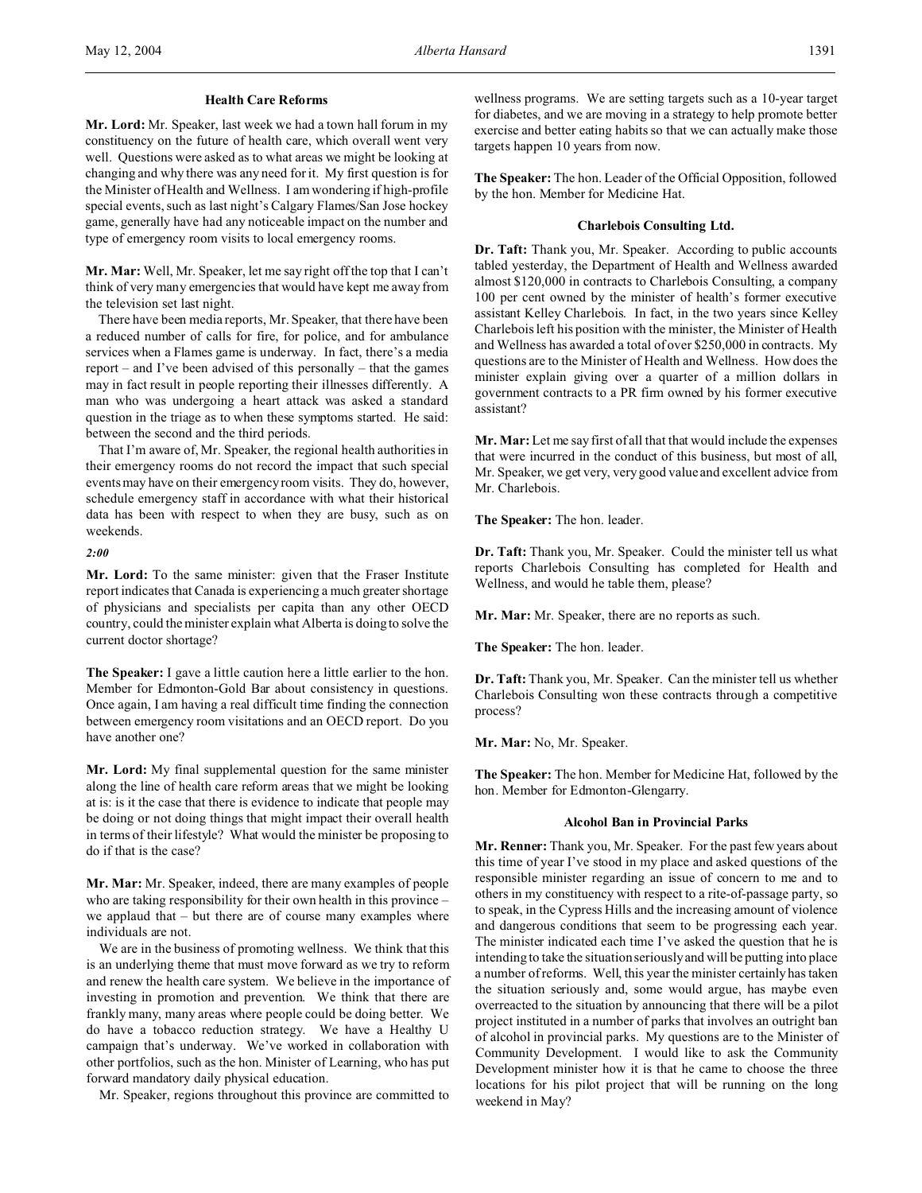### Health Care Reforms

**Mr. Lord:** Mr. Speaker, last week we had a town hall forum in my constituency on the future of health care, which overall went very well. Questions were asked as to what areas we might be looking at changing and why there was any need for it. My first question is for the Minister of Health and Wellness. I am wondering if high-profile special events, such as last night's Calgary Flames/San Jose hockey game, generally have had any noticeable impact on the number and type of emergency room visits to local emergency rooms.

**Mr. Mar:** Well, Mr. Speaker, let me say right off the top that I can't think of very many emergencies that would have kept me away from the television set last night.

There have been media reports, Mr. Speaker, that there have been a reduced number of calls for fire, for police, and for ambulance services when a Flames game is underway. In fact, there's a media report – and I've been advised of this personally – that the games may in fact result in people reporting their illnesses differently. A man who was undergoing a heart attack was asked a standard question in the triage as to when these symptoms started. He said: between the second and the third periods.

That I'm aware of, Mr. Speaker, the regional health authorities in their emergency rooms do not record the impact that such special events may have on their emergency room visits. They do, however, schedule emergency staff in accordance with what their historical data has been with respect to when they are busy, such as on weekends.

*2:00*

**Mr. Lord:** To the same minister: given that the Fraser Institute report indicates that Canada is experiencing a much greater shortage of physicians and specialists per capita than any other OECD country, could the minister explain what Alberta is doing to solve the current doctor shortage?

**The Speaker:** I gave a little caution here a little earlier to the hon. Member for Edmonton-Gold Bar about consistency in questions. Once again, I am having a real difficult time finding the connection between emergency room visitations and an OECD report. Do you have another one?

**Mr. Lord:** My final supplemental question for the same minister along the line of health care reform areas that we might be looking at is: is it the case that there is evidence to indicate that people may be doing or not doing things that might impact their overall health in terms of their lifestyle? What would the minister be proposing to do if that is the case?

**Mr. Mar:** Mr. Speaker, indeed, there are many examples of people who are taking responsibility for their own health in this province – we applaud that – but there are of course many examples where individuals are not.

We are in the business of promoting wellness. We think that this is an underlying theme that must move forward as we try to reform and renew the health care system. We believe in the importance of investing in promotion and prevention. We think that there are frankly many, many areas where people could be doing better. We do have a tobacco reduction strategy. We have a Healthy U campaign that's underway. We've worked in collaboration with other portfolios, such as the hon. Minister of Learning, who has put forward mandatory daily physical education.

Mr. Speaker, regions throughout this province are committed to wellness programs. We are setting targets such as a 10-year target for diabetes, and we are moving in a strategy to help promote better exercise and better eating habits so that we can actually make those targets happen 10 years from now.

**The Speaker:** The hon. Leader of the Official Opposition, followed by the hon. Member for Medicine Hat.

### Charlebois Consulting Ltd.

**Dr. Taft:** Thank you, Mr. Speaker. According to public accounts tabled yesterday, the Department of Health and Wellness awarded almost $120,000 in contracts to Charlebois Consulting, a company 100 per cent owned by the minister of health's former executive assistant Kelley Charlebois. In fact, in the two years since Kelley Charlebois left his position with the minister, the Minister of Health and Wellness has awarded a total of over $250,000 in contracts. My questions are to the Minister of Health and Wellness. How does the minister explain giving over a quarter of a million dollars in government contracts to a PR firm owned by his former executive assistant?

**Mr. Mar:** Let me say first of all that that would include the expenses that were incurred in the conduct of this business, but most of all, Mr. Speaker, we get very, very good value and excellent advice from Mr. Charlebois.

**The Speaker:** The hon. leader.

**Dr. Taft:** Thank you, Mr. Speaker. Could the minister tell us what reports Charlebois Consulting has completed for Health and Wellness, and would he table them, please?

**Mr. Mar:** Mr. Speaker, there are no reports as such.

**The Speaker:** The hon. leader.

**Dr. Taft:** Thank you, Mr. Speaker. Can the minister tell us whether Charlebois Consulting won these contracts through a competitive process?

**Mr. Mar:** No, Mr. Speaker.

**The Speaker:** The hon. Member for Medicine Hat, followed by the hon. Member for Edmonton-Glengarry.

### Alcohol Ban in Provincial Parks

**Mr. Renner:** Thank you, Mr. Speaker. For the past few years about this time of year I've stood in my place and asked questions of the responsible minister regarding an issue of concern to me and to others in my constituency with respect to a rite-of-passage party, so to speak, in the Cypress Hills and the increasing amount of violence and dangerous conditions that seem to be progressing each year. The minister indicated each time I've asked the question that he is intending to take the situation seriously and will be putting into place a number of reforms. Well, this year the minister certainly has taken the situation seriously and, some would argue, has maybe even overreacted to the situation by announcing that there will be a pilot project instituted in a number of parks that involves an outright ban of alcohol in provincial parks. My questions are to the Minister of Community Development. I would like to ask the Community Development minister how it is that he came to choose the three locations for his pilot project that will be running on the long weekend in May?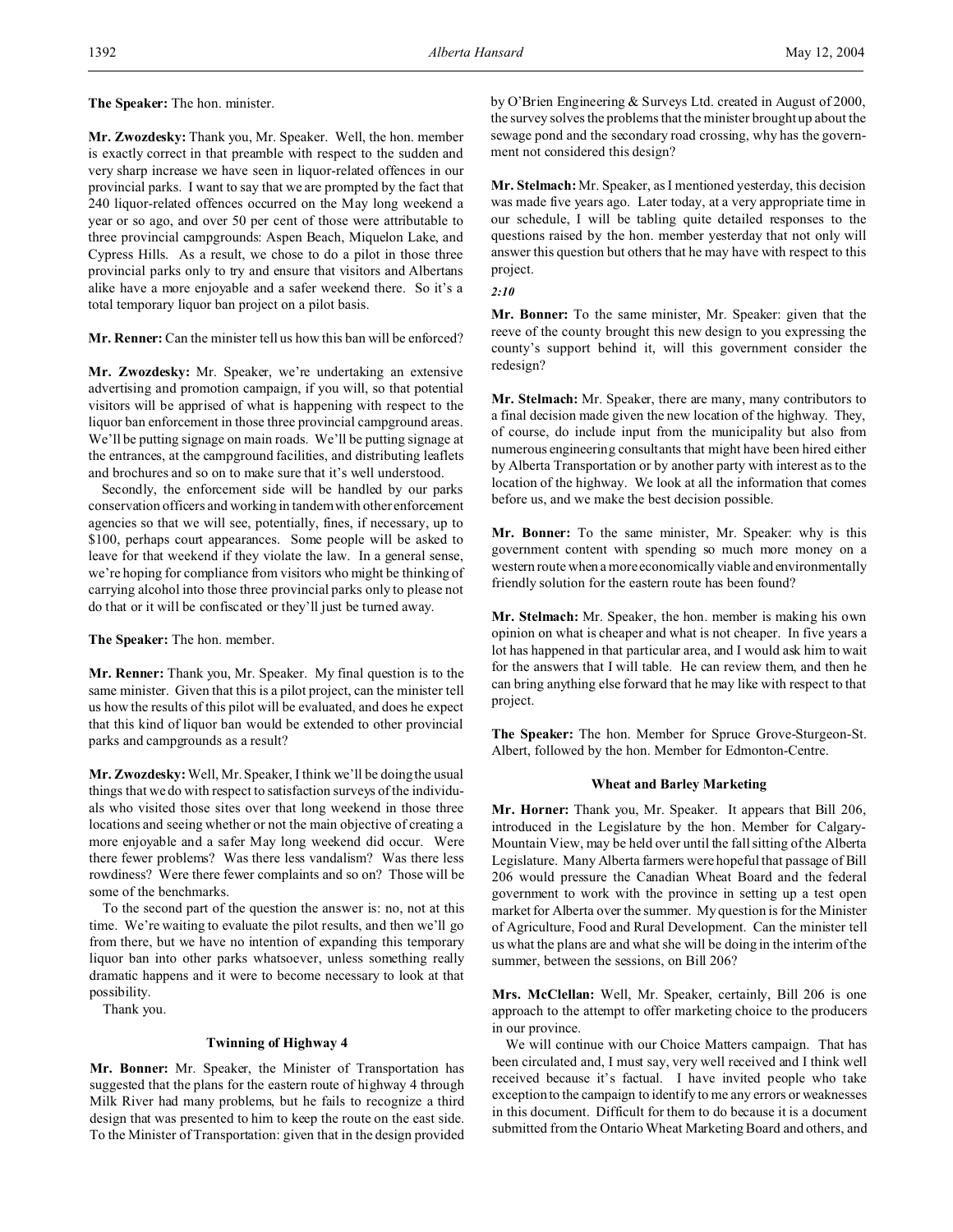**The Speaker:** The hon. minister.

**Mr. Zwozdesky:** Thank you, Mr. Speaker. Well, the hon. member is exactly correct in that preamble with respect to the sudden and very sharp increase we have seen in liquor-related offences in our provincial parks. I want to say that we are prompted by the fact that 240 liquor-related offences occurred on the May long weekend a year or so ago, and over 50 per cent of those were attributable to three provincial campgrounds: Aspen Beach, Miquelon Lake, and Cypress Hills. As a result, we chose to do a pilot in those three provincial parks only to try and ensure that visitors and Albertans alike have a more enjoyable and a safer weekend there. So it's a total temporary liquor ban project on a pilot basis.

**Mr. Renner:** Can the minister tell us how this ban will be enforced?

**Mr. Zwozdesky:** Mr. Speaker, we're undertaking an extensive advertising and promotion campaign, if you will, so that potential visitors will be apprised of what is happening with respect to the liquor ban enforcement in those three provincial campground areas. We'll be putting signage on main roads. We'll be putting signage at the entrances, at the campground facilities, and distributing leaflets and brochures and so on to make sure that it's well understood.

Secondly, the enforcement side will be handled by our parks conservation officers and working in tandem with other enforcement agencies so that we will see, potentially, fines, if necessary, up to \$100, perhaps court appearances. Some people will be asked to leave for that weekend if they violate the law. In a general sense, we're hoping for compliance from visitors who might be thinking of carrying alcohol into those three provincial parks only to please not do that or it will be confiscated or they'll just be turned away.

**The Speaker:** The hon. member.

**Mr. Renner:** Thank you, Mr. Speaker. My final question is to the same minister. Given that this is a pilot project, can the minister tell us how the results of this pilot will be evaluated, and does he expect that this kind of liquor ban would be extended to other provincial parks and campgrounds as a result?

**Mr. Zwozdesky:** Well, Mr. Speaker, I think we'll be doing the usual things that we do with respect to satisfaction surveys of the individuals who visited those sites over that long weekend in those three locations and seeing whether or not the main objective of creating a more enjoyable and a safer May long weekend did occur. Were there fewer problems? Was there less vandalism? Was there less rowdiness? Were there fewer complaints and so on? Those will be some of the benchmarks.

To the second part of the question the answer is: no, not at this time. We're waiting to evaluate the pilot results, and then we'll go from there, but we have no intention of expanding this temporary liquor ban into other parks whatsoever, unless something really dramatic happens and it were to become necessary to look at that possibility.

Thank you.

### Twinning of Highway 4

**Mr. Bonner:** Mr. Speaker, the Minister of Transportation has suggested that the plans for the eastern route of highway 4 through Milk River had many problems, but he fails to recognize a third design that was presented to him to keep the route on the east side. To the Minister of Transportation: given that in the design provided by O'Brien Engineering & Surveys Ltd. created in August of 2000, the survey solves the problems that the minister brought up about the sewage pond and the secondary road crossing, why has the government not considered this design?

**Mr. Stelmach:** Mr. Speaker, as I mentioned yesterday, this decision was made five years ago. Later today, at a very appropriate time in our schedule, I will be tabling quite detailed responses to the questions raised by the hon. member yesterday that not only will answer this question but others that he may have with respect to this project.

*2:10*

**Mr. Bonner:** To the same minister, Mr. Speaker: given that the reeve of the county brought this new design to you expressing the county's support behind it, will this government consider the redesign?

**Mr. Stelmach:** Mr. Speaker, there are many, many contributors to a final decision made given the new location of the highway. They, of course, do include input from the municipality but also from numerous engineering consultants that might have been hired either by Alberta Transportation or by another party with interest as to the location of the highway. We look at all the information that comes before us, and we make the best decision possible.

**Mr. Bonner:** To the same minister, Mr. Speaker: why is this government content with spending so much more money on a western route when a more economically viable and environmentally friendly solution for the eastern route has been found?

**Mr. Stelmach:** Mr. Speaker, the hon. member is making his own opinion on what is cheaper and what is not cheaper. In five years a lot has happened in that particular area, and I would ask him to wait for the answers that I will table. He can review them, and then he can bring anything else forward that he may like with respect to that project.

**The Speaker:** The hon. Member for Spruce Grove-Sturgeon-St. Albert, followed by the hon. Member for Edmonton-Centre.

### Wheat and Barley Marketing

**Mr. Horner:** Thank you, Mr. Speaker. It appears that Bill 206, introduced in the Legislature by the hon. Member for Calgary-Mountain View, may be held over until the fall sitting of the Alberta Legislature. Many Alberta farmers were hopeful that passage of Bill 206 would pressure the Canadian Wheat Board and the federal government to work with the province in setting up a test open market for Alberta over the summer. My question is for the Minister of Agriculture, Food and Rural Development. Can the minister tell us what the plans are and what she will be doing in the interim of the summer, between the sessions, on Bill 206?

**Mrs. McClellan:** Well, Mr. Speaker, certainly, Bill 206 is one approach to the attempt to offer marketing choice to the producers in our province.

We will continue with our Choice Matters campaign. That has been circulated and, I must say, very well received and I think well received because it's factual. I have invited people who take exception to the campaign to identify to me any errors or weaknesses in this document. Difficult for them to do because it is a document submitted from the Ontario Wheat Marketing Board and others, and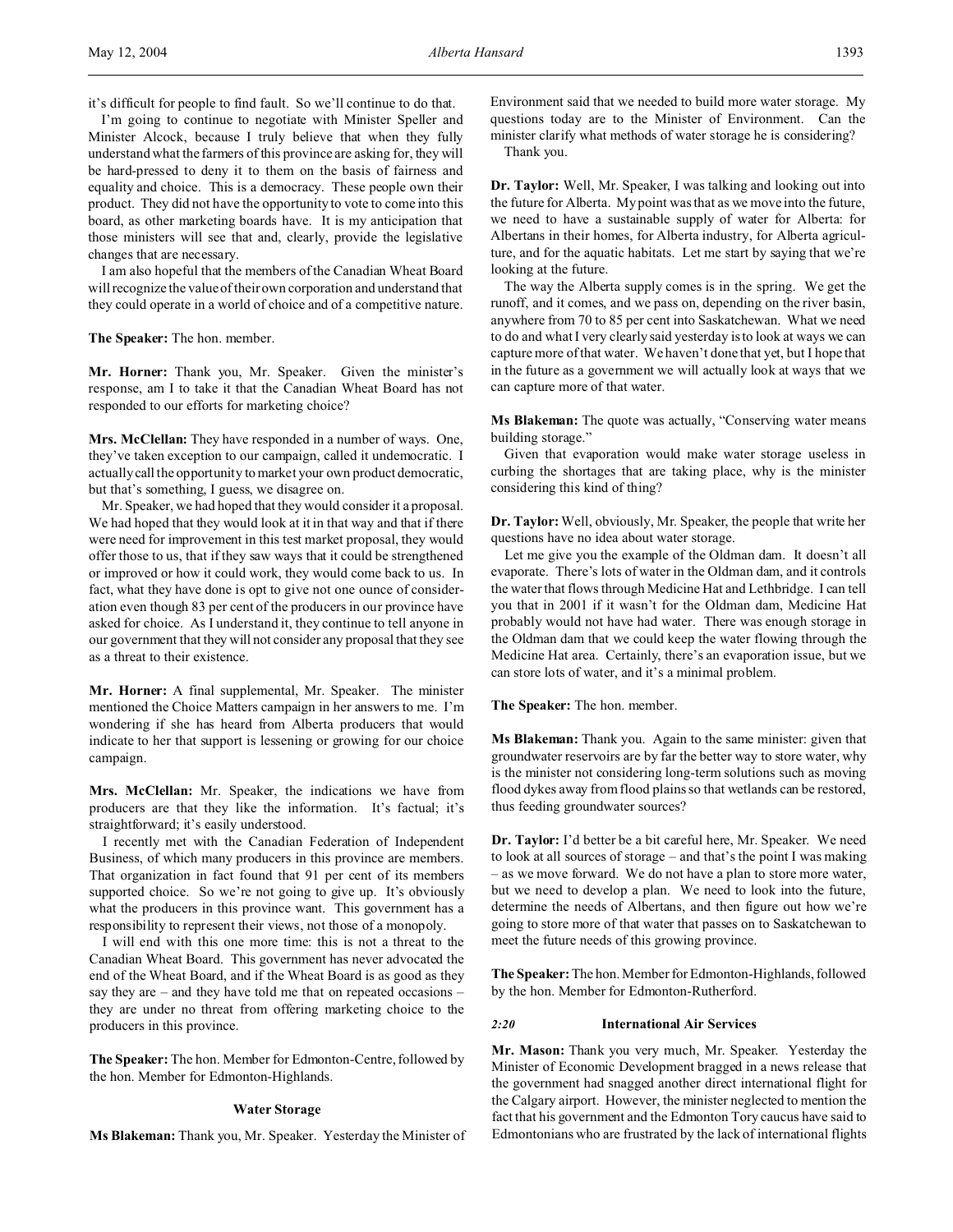it's difficult for people to find fault. So we'll continue to do that.

I'm going to continue to negotiate with Minister Speller and Minister Alcock, because I truly believe that when they fully understand what the farmers of this province are asking for, they will be hard-pressed to deny it to them on the basis of fairness and equality and choice. This is a democracy. These people own their product. They did not have the opportunity to vote to come into this board, as other marketing boards have. It is my anticipation that those ministers will see that and, clearly, provide the legislative changes that are necessary.

I am also hopeful that the members of the Canadian Wheat Board will recognize the value of their own corporation and understand that they could operate in a world of choice and of a competitive nature.

**The Speaker:** The hon. member.

**Mr. Horner:** Thank you, Mr. Speaker. Given the minister's response, am I to take it that the Canadian Wheat Board has not responded to our efforts for marketing choice?

**Mrs. McClellan:** They have responded in a number of ways. One, they've taken exception to our campaign, called it undemocratic. I actually call the opportunity to market your own product democratic, but that's something, I guess, we disagree on.

Mr. Speaker, we had hoped that they would consider it a proposal. We had hoped that they would look at it in that way and that if there were need for improvement in this test market proposal, they would offer those to us, that if they saw ways that it could be strengthened or improved or how it could work, they would come back to us. In fact, what they have done is opt to give not one ounce of consideration even though 83 per cent of the producers in our province have asked for choice. As I understand it, they continue to tell anyone in our government that they will not consider any proposal that they see as a threat to their existence.

**Mr. Horner:** A final supplemental, Mr. Speaker. The minister mentioned the Choice Matters campaign in her answers to me. I'm wondering if she has heard from Alberta producers that would indicate to her that support is lessening or growing for our choice campaign.

**Mrs. McClellan:** Mr. Speaker, the indications we have from producers are that they like the information. It's factual; it's straightforward; it's easily understood.

I recently met with the Canadian Federation of Independent Business, of which many producers in this province are members. That organization in fact found that 91 per cent of its members supported choice. So we're not going to give up. It's obviously what the producers in this province want. This government has a responsibility to represent their views, not those of a monopoly.

I will end with this one more time: this is not a threat to the Canadian Wheat Board. This government has never advocated the end of the Wheat Board, and if the Wheat Board is as good as they say they are – and they have told me that on repeated occasions – they are under no threat from offering marketing choice to the producers in this province.

**The Speaker:** The hon. Member for Edmonton-Centre, followed by the hon. Member for Edmonton-Highlands.

### Water Storage

**Ms Blakeman:** Thank you, Mr. Speaker. Yesterday the Minister of Environment said that we needed to build more water storage. My questions today are to the Minister of Environment. Can the minister clarify what methods of water storage he is considering?

Thank you.

**Dr. Taylor:** Well, Mr. Speaker, I was talking and looking out into the future for Alberta. My point was that as we move into the future, we need to have a sustainable supply of water for Alberta: for Albertans in their homes, for Alberta industry, for Alberta agriculture, and for the aquatic habitats. Let me start by saying that we're looking at the future.

The way the Alberta supply comes is in the spring. We get the runoff, and it comes, and we pass on, depending on the river basin, anywhere from 70 to 85 per cent into Saskatchewan. What we need to do and what I very clearly said yesterday is to look at ways we can capture more of that water. We haven't done that yet, but I hope that in the future as a government we will actually look at ways that we can capture more of that water.

**Ms Blakeman:** The quote was actually, "Conserving water means building storage."

Given that evaporation would make water storage useless in curbing the shortages that are taking place, why is the minister considering this kind of thing?

**Dr. Taylor:** Well, obviously, Mr. Speaker, the people that write her questions have no idea about water storage.

Let me give you the example of the Oldman dam. It doesn't all evaporate. There's lots of water in the Oldman dam, and it controls the water that flows through Medicine Hat and Lethbridge. I can tell you that in 2001 if it wasn't for the Oldman dam, Medicine Hat probably would not have had water. There was enough storage in the Oldman dam that we could keep the water flowing through the Medicine Hat area. Certainly, there's an evaporation issue, but we can store lots of water, and it's a minimal problem.

**The Speaker:** The hon. member.

**Ms Blakeman:** Thank you. Again to the same minister: given that groundwater reservoirs are by far the better way to store water, why is the minister not considering long-term solutions such as moving flood dykes away from flood plains so that wetlands can be restored, thus feeding groundwater sources?

**Dr. Taylor:** I'd better be a bit careful here, Mr. Speaker. We need to look at all sources of storage – and that's the point I was making – as we move forward. We do not have a plan to store more water, but we need to develop a plan. We need to look into the future, determine the needs of Albertans, and then figure out how we're going to store more of that water that passes on to Saskatchewan to meet the future needs of this growing province.

**The Speaker:** The hon. Member for Edmonton-Highlands, followed by the hon. Member for Edmonton-Rutherford.

### *2:20* International Air Services

**Mr. Mason:** Thank you very much, Mr. Speaker. Yesterday the Minister of Economic Development bragged in a news release that the government had snagged another direct international flight for the Calgary airport. However, the minister neglected to mention the fact that his government and the Edmonton Tory caucus have said to Edmontonians who are frustrated by the lack of international flights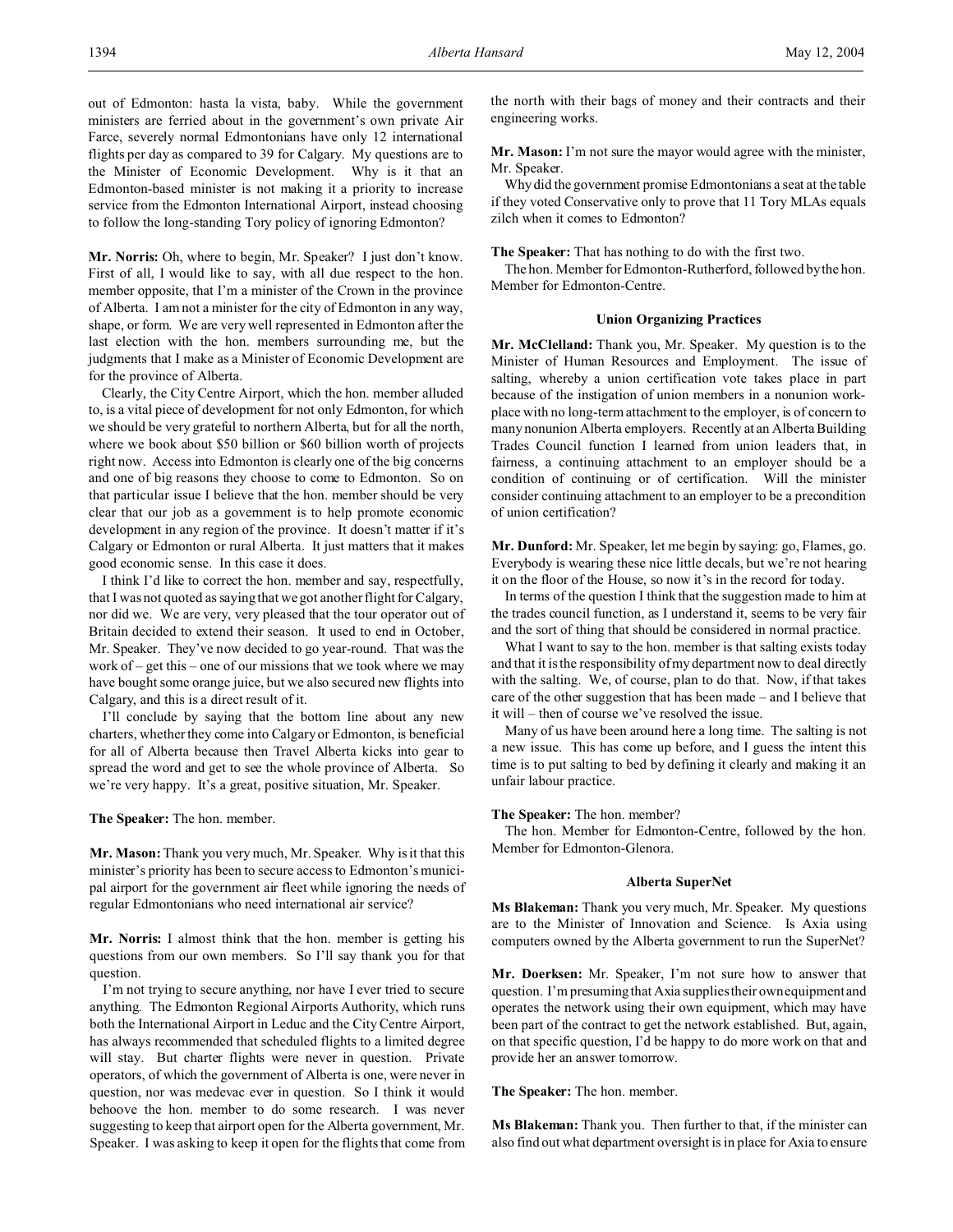out of Edmonton: hasta la vista, baby. While the government ministers are ferried about in the government's own private Air Farce, severely normal Edmontonians have only 12 international flights per day as compared to 39 for Calgary. My questions are to the Minister of Economic Development. Why is it that an Edmonton-based minister is not making it a priority to increase service from the Edmonton International Airport, instead choosing to follow the long-standing Tory policy of ignoring Edmonton?

**Mr. Norris:** Oh, where to begin, Mr. Speaker? I just don't know. First of all, I would like to say, with all due respect to the hon. member opposite, that I'm a minister of the Crown in the province of Alberta. I am not a minister for the city of Edmonton in any way, shape, or form. We are very well represented in Edmonton after the last election with the hon. members surrounding me, but the judgments that I make as a Minister of Economic Development are for the province of Alberta.

Clearly, the City Centre Airport, which the hon. member alluded to, is a vital piece of development for not only Edmonton, for which we should be very grateful to northern Alberta, but for all the north, where we book about $50 billion or $60 billion worth of projects right now. Access into Edmonton is clearly one of the big concerns and one of big reasons they choose to come to Edmonton. So on that particular issue I believe that the hon. member should be very clear that our job as a government is to help promote economic development in any region of the province. It doesn't matter if it's Calgary or Edmonton or rural Alberta. It just matters that it makes good economic sense. In this case it does.

I think I'd like to correct the hon. member and say, respectfully, that I was not quoted as saying that we got another flight for Calgary, nor did we. We are very, very pleased that the tour operator out of Britain decided to extend their season. It used to end in October, Mr. Speaker. They've now decided to go year-round. That was the work of – get this – one of our missions that we took where we may have bought some orange juice, but we also secured new flights into Calgary, and this is a direct result of it.

I'll conclude by saying that the bottom line about any new charters, whether they come into Calgary or Edmonton, is beneficial for all of Alberta because then Travel Alberta kicks into gear to spread the word and get to see the whole province of Alberta. So we're very happy. It's a great, positive situation, Mr. Speaker.

**The Speaker:** The hon. member.

**Mr. Mason:** Thank you very much, Mr. Speaker. Why is it that this minister's priority has been to secure access to Edmonton's municipal airport for the government air fleet while ignoring the needs of regular Edmontonians who need international air service?

**Mr. Norris:** I almost think that the hon. member is getting his questions from our own members. So I'll say thank you for that question.

I'm not trying to secure anything, nor have I ever tried to secure anything. The Edmonton Regional Airports Authority, which runs both the International Airport in Leduc and the City Centre Airport, has always recommended that scheduled flights to a limited degree will stay. But charter flights were never in question. Private operators, of which the government of Alberta is one, were never in question, nor was medevac ever in question. So I think it would behoove the hon. member to do some research. I was never suggesting to keep that airport open for the Alberta government, Mr. Speaker. I was asking to keep it open for the flights that come from the north with their bags of money and their contracts and their engineering works.

**Mr. Mason:** I'm not sure the mayor would agree with the minister, Mr. Speaker.

Why did the government promise Edmontonians a seat at the table if they voted Conservative only to prove that 11 Tory MLAs equals zilch when it comes to Edmonton?

**The Speaker:** That has nothing to do with the first two.

The hon. Member for Edmonton-Rutherford, followed by the hon. Member for Edmonton-Centre.

### Union Organizing Practices

**Mr. McClelland:** Thank you, Mr. Speaker. My question is to the Minister of Human Resources and Employment. The issue of salting, whereby a union certification vote takes place in part because of the instigation of union members in a nonunion workplace with no long-term attachment to the employer, is of concern to many nonunion Alberta employers. Recently at an Alberta Building Trades Council function I learned from union leaders that, in fairness, a continuing attachment to an employer should be a condition of continuing or of certification. Will the minister consider continuing attachment to an employer to be a precondition of union certification?

**Mr. Dunford:** Mr. Speaker, let me begin by saying: go, Flames, go. Everybody is wearing these nice little decals, but we're not hearing it on the floor of the House, so now it's in the record for today.

In terms of the question I think that the suggestion made to him at the trades council function, as I understand it, seems to be very fair and the sort of thing that should be considered in normal practice.

What I want to say to the hon. member is that salting exists today and that it is the responsibility of my department now to deal directly with the salting. We, of course, plan to do that. Now, if that takes care of the other suggestion that has been made – and I believe that it will – then of course we've resolved the issue.

Many of us have been around here a long time. The salting is not a new issue. This has come up before, and I guess the intent this time is to put salting to bed by defining it clearly and making it an unfair labour practice.

**The Speaker:** The hon. member?

The hon. Member for Edmonton-Centre, followed by the hon. Member for Edmonton-Glenora.

### Alberta SuperNet

**Ms Blakeman:** Thank you very much, Mr. Speaker. My questions are to the Minister of Innovation and Science. Is Axia using computers owned by the Alberta government to run the SuperNet?

**Mr. Doerksen:** Mr. Speaker, I'm not sure how to answer that question. I'm presuming that Axia supplies their own equipment and operates the network using their own equipment, which may have been part of the contract to get the network established. But, again, on that specific question, I'd be happy to do more work on that and provide her an answer tomorrow.

**The Speaker:** The hon. member.

**Ms Blakeman:** Thank you. Then further to that, if the minister can also find out what department oversight is in place for Axia to ensure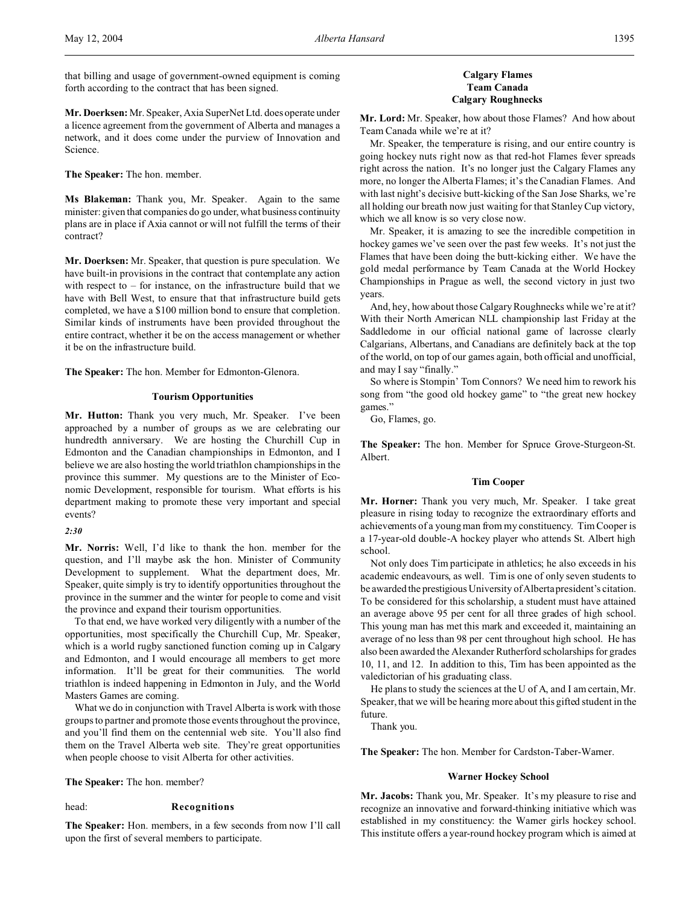that billing and usage of government-owned equipment is coming forth according to the contract that has been signed.

**Mr. Doerksen:** Mr. Speaker, Axia SuperNet Ltd. does operate under a licence agreement from the government of Alberta and manages a network, and it does come under the purview of Innovation and Science.

**The Speaker:** The hon. member.

**Ms Blakeman:** Thank you, Mr. Speaker. Again to the same minister: given that companies do go under, what business continuity plans are in place if Axia cannot or will not fulfill the terms of their contract?

**Mr. Doerksen:** Mr. Speaker, that question is pure speculation. We have built-in provisions in the contract that contemplate any action with respect to – for instance, on the infrastructure build that we have with Bell West, to ensure that that infrastructure build gets completed, we have a $100 million bond to ensure that completion. Similar kinds of instruments have been provided throughout the entire contract, whether it be on the access management or whether it be on the infrastructure build.

**The Speaker:** The hon. Member for Edmonton-Glenora.

### Tourism Opportunities

**Mr. Hutton:** Thank you very much, Mr. Speaker. I've been approached by a number of groups as we are celebrating our hundredth anniversary. We are hosting the Churchill Cup in Edmonton and the Canadian championships in Edmonton, and I believe we are also hosting the world triathlon championships in the province this summer. My questions are to the Minister of Economic Development, responsible for tourism. What efforts is his department making to promote these very important and special events?

*2:30*

**Mr. Norris:** Well, I'd like to thank the hon. member for the question, and I'll maybe ask the hon. Minister of Community Development to supplement. What the department does, Mr. Speaker, quite simply is try to identify opportunities throughout the province in the summer and the winter for people to come and visit the province and expand their tourism opportunities.

To that end, we have worked very diligently with a number of the opportunities, most specifically the Churchill Cup, Mr. Speaker, which is a world rugby sanctioned function coming up in Calgary and Edmonton, and I would encourage all members to get more information. It'll be great for their communities. The world triathlon is indeed happening in Edmonton in July, and the World Masters Games are coming.

What we do in conjunction with Travel Alberta is work with those groups to partner and promote those events throughout the province, and you'll find them on the centennial web site. You'll also find them on the Travel Alberta web site. They're great opportunities when people choose to visit Alberta for other activities.

**The Speaker:** The hon. member?

head: **Recognitions**

**The Speaker:** Hon. members, in a few seconds from now I'll call upon the first of several members to participate.

### Calgary Flames
### Team Canada
### Calgary Roughnecks

**Mr. Lord:** Mr. Speaker, how about those Flames? And how about Team Canada while we're at it?

Mr. Speaker, the temperature is rising, and our entire country is going hockey nuts right now as that red-hot Flames fever spreads right across the nation. It's no longer just the Calgary Flames any more, no longer the Alberta Flames; it's the Canadian Flames. And with last night's decisive butt-kicking of the San Jose Sharks, we're all holding our breath now just waiting for that Stanley Cup victory, which we all know is so very close now.

Mr. Speaker, it is amazing to see the incredible competition in hockey games we've seen over the past few weeks. It's not just the Flames that have been doing the butt-kicking either. We have the gold medal performance by Team Canada at the World Hockey Championships in Prague as well, the second victory in just two years.

And, hey, how about those Calgary Roughnecks while we're at it? With their North American NLL championship last Friday at the Saddledome in our official national game of lacrosse clearly Calgarians, Albertans, and Canadians are definitely back at the top of the world, on top of our games again, both official and unofficial, and may I say "finally."

So where is Stompin' Tom Connors? We need him to rework his song from "the good old hockey game" to "the great new hockey games."

Go, Flames, go.

**The Speaker:** The hon. Member for Spruce Grove-Sturgeon-St. Albert.

### Tim Cooper

**Mr. Horner:** Thank you very much, Mr. Speaker. I take great pleasure in rising today to recognize the extraordinary efforts and achievements of a young man from my constituency. Tim Cooper is a 17-year-old double-A hockey player who attends St. Albert high school.

Not only does Tim participate in athletics; he also exceeds in his academic endeavours, as well. Tim is one of only seven students to be awarded the prestigious University of Alberta president's citation. To be considered for this scholarship, a student must have attained an average above 95 per cent for all three grades of high school. This young man has met this mark and exceeded it, maintaining an average of no less than 98 per cent throughout high school. He has also been awarded the Alexander Rutherford scholarships for grades 10, 11, and 12. In addition to this, Tim has been appointed as the valedictorian of his graduating class.

He plans to study the sciences at the U of A, and I am certain, Mr. Speaker, that we will be hearing more about this gifted student in the future.

Thank you.

**The Speaker:** The hon. Member for Cardston-Taber-Warner.

### Warner Hockey School

**Mr. Jacobs:** Thank you, Mr. Speaker. It's my pleasure to rise and recognize an innovative and forward-thinking initiative which was established in my constituency: the Warner girls hockey school. This institute offers a year-round hockey program which is aimed at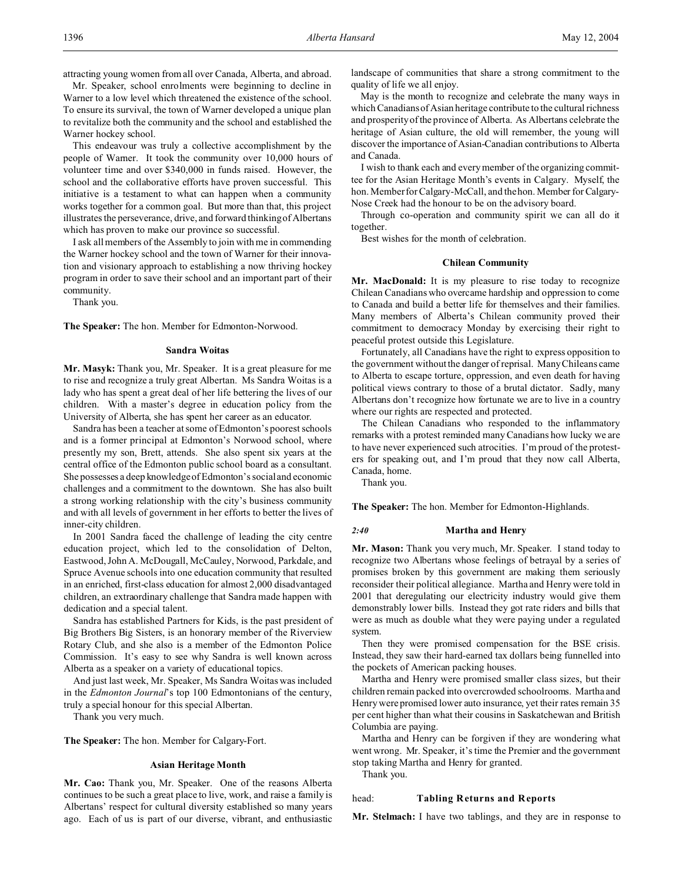attracting young women from all over Canada, Alberta, and abroad.

Mr. Speaker, school enrolments were beginning to decline in Warner to a low level which threatened the existence of the school. To ensure its survival, the town of Warner developed a unique plan to revitalize both the community and the school and established the Warner hockey school.

This endeavour was truly a collective accomplishment by the people of Warner. It took the community over 10,000 hours of volunteer time and over $340,000 in funds raised. However, the school and the collaborative efforts have proven successful. This initiative is a testament to what can happen when a community works together for a common goal. But more than that, this project illustrates the perseverance, drive, and forward thinking of Albertans which has proven to make our province so successful.

I ask all members of the Assembly to join with me in commending the Warner hockey school and the town of Warner for their innovation and visionary approach to establishing a now thriving hockey program in order to save their school and an important part of their community.

Thank you.

**The Speaker:** The hon. Member for Edmonton-Norwood.

### Sandra Woitas

**Mr. Masyk:** Thank you, Mr. Speaker. It is a great pleasure for me to rise and recognize a truly great Albertan. Ms Sandra Woitas is a lady who has spent a great deal of her life bettering the lives of our children. With a master's degree in education policy from the University of Alberta, she has spent her career as an educator.

Sandra has been a teacher at some of Edmonton's poorest schools and is a former principal at Edmonton's Norwood school, where presently my son, Brett, attends. She also spent six years at the central office of the Edmonton public school board as a consultant. She possesses a deep knowledge of Edmonton's social and economic challenges and a commitment to the downtown. She has also built a strong working relationship with the city's business community and with all levels of government in her efforts to better the lives of inner-city children.

In 2001 Sandra faced the challenge of leading the city centre education project, which led to the consolidation of Delton, Eastwood, John A. McDougall, McCauley, Norwood, Parkdale, and Spruce Avenue schools into one education community that resulted in an enriched, first-class education for almost 2,000 disadvantaged children, an extraordinary challenge that Sandra made happen with dedication and a special talent.

Sandra has established Partners for Kids, is the past president of Big Brothers Big Sisters, is an honorary member of the Riverview Rotary Club, and she also is a member of the Edmonton Police Commission. It's easy to see why Sandra is well known across Alberta as a speaker on a variety of educational topics.

And just last week, Mr. Speaker, Ms Sandra Woitas was included in the *Edmonton Journal*'s top 100 Edmontonians of the century, truly a special honour for this special Albertan.

Thank you very much.

**The Speaker:** The hon. Member for Calgary-Fort.

### Asian Heritage Month

**Mr. Cao:** Thank you, Mr. Speaker. One of the reasons Alberta continues to be such a great place to live, work, and raise a family is Albertans' respect for cultural diversity established so many years ago. Each of us is part of our diverse, vibrant, and enthusiastic landscape of communities that share a strong commitment to the quality of life we all enjoy.

May is the month to recognize and celebrate the many ways in which Canadians of Asian heritage contribute to the cultural richness and prosperity of the province of Alberta. As Albertans celebrate the heritage of Asian culture, the old will remember, the young will discover the importance of Asian-Canadian contributions to Alberta and Canada.

I wish to thank each and every member of the organizing committee for the Asian Heritage Month's events in Calgary. Myself, the hon. Member for Calgary-McCall, and the hon. Member for Calgary-Nose Creek had the honour to be on the advisory board.

Through co-operation and community spirit we can all do it together.

Best wishes for the month of celebration.

### Chilean Community

**Mr. MacDonald:** It is my pleasure to rise today to recognize Chilean Canadians who overcame hardship and oppression to come to Canada and build a better life for themselves and their families. Many members of Alberta's Chilean community proved their commitment to democracy Monday by exercising their right to peaceful protest outside this Legislature.

Fortunately, all Canadians have the right to express opposition to the government without the danger of reprisal. Many Chileans came to Alberta to escape torture, oppression, and even death for having political views contrary to those of a brutal dictator. Sadly, many Albertans don't recognize how fortunate we are to live in a country where our rights are respected and protected.

The Chilean Canadians who responded to the inflammatory remarks with a protest reminded many Canadians how lucky we are to have never experienced such atrocities. I'm proud of the protesters for speaking out, and I'm proud that they now call Alberta, Canada, home.

Thank you.

**The Speaker:** The hon. Member for Edmonton-Highlands.

### *2:40* Martha and Henry

**Mr. Mason:** Thank you very much, Mr. Speaker. I stand today to recognize two Albertans whose feelings of betrayal by a series of promises broken by this government are making them seriously reconsider their political allegiance. Martha and Henry were told in 2001 that deregulating our electricity industry would give them demonstrably lower bills. Instead they got rate riders and bills that were as much as double what they were paying under a regulated system.

Then they were promised compensation for the BSE crisis. Instead, they saw their hard-earned tax dollars being funnelled into the pockets of American packing houses.

Martha and Henry were promised smaller class sizes, but their children remain packed into overcrowded schoolrooms. Martha and Henry were promised lower auto insurance, yet their rates remain 35 per cent higher than what their cousins in Saskatchewan and British Columbia are paying.

Martha and Henry can be forgiven if they are wondering what went wrong. Mr. Speaker, it's time the Premier and the government stop taking Martha and Henry for granted.

Thank you.

head: **Tabling Returns and Reports**

**Mr. Stelmach:** I have two tablings, and they are in response to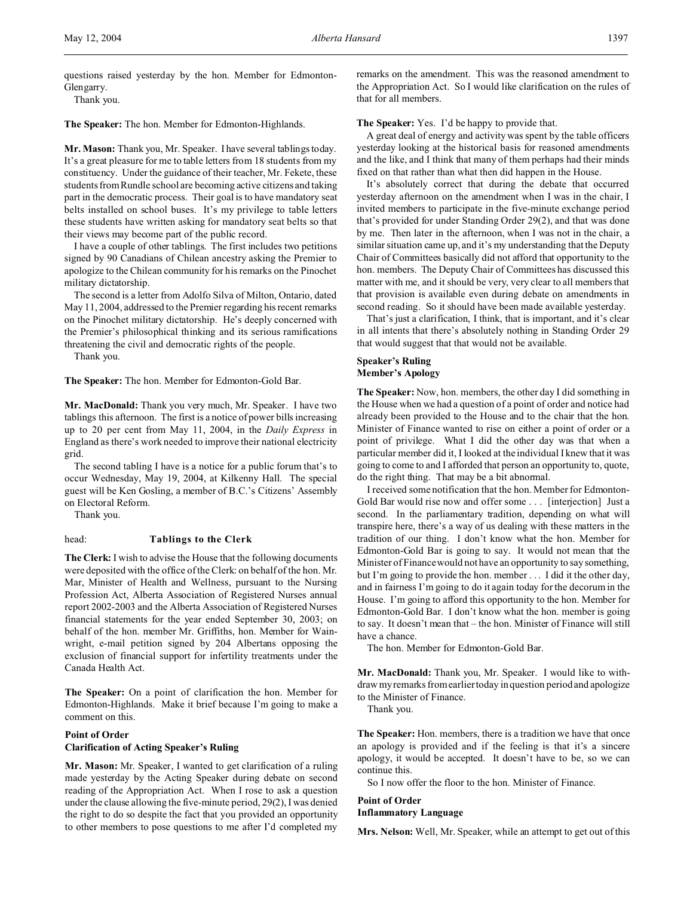questions raised yesterday by the hon. Member for Edmonton-Glengarry.

Thank you.

**The Speaker:** The hon. Member for Edmonton-Highlands.

**Mr. Mason:** Thank you, Mr. Speaker. I have several tablings today. It's a great pleasure for me to table letters from 18 students from my constituency. Under the guidance of their teacher, Mr. Fekete, these students from Rundle school are becoming active citizens and taking part in the democratic process. Their goal is to have mandatory seat belts installed on school buses. It's my privilege to table letters these students have written asking for mandatory seat belts so that their views may become part of the public record.

I have a couple of other tablings. The first includes two petitions signed by 90 Canadians of Chilean ancestry asking the Premier to apologize to the Chilean community for his remarks on the Pinochet military dictatorship.

The second is a letter from Adolfo Silva of Milton, Ontario, dated May 11, 2004, addressed to the Premier regarding his recent remarks on the Pinochet military dictatorship. He's deeply concerned with the Premier's philosophical thinking and its serious ramifications threatening the civil and democratic rights of the people.

Thank you.

**The Speaker:** The hon. Member for Edmonton-Gold Bar.

**Mr. MacDonald:** Thank you very much, Mr. Speaker. I have two tablings this afternoon. The first is a notice of power bills increasing up to 20 per cent from May 11, 2004, in the *Daily Express* in England as there's work needed to improve their national electricity grid.

The second tabling I have is a notice for a public forum that's to occur Wednesday, May 19, 2004, at Kilkenny Hall. The special guest will be Ken Gosling, a member of B.C.'s Citizens' Assembly on Electoral Reform.

Thank you.

head: **Tablings to the Clerk**

**The Clerk:** I wish to advise the House that the following documents were deposited with the office of the Clerk: on behalf of the hon. Mr. Mar, Minister of Health and Wellness, pursuant to the Nursing Profession Act, Alberta Association of Registered Nurses annual report 2002-2003 and the Alberta Association of Registered Nurses financial statements for the year ended September 30, 2003; on behalf of the hon. member Mr. Griffiths, hon. Member for Wainwright, e-mail petition signed by 204 Albertans opposing the exclusion of financial support for infertility treatments under the Canada Health Act.

**The Speaker:** On a point of clarification the hon. Member for Edmonton-Highlands. Make it brief because I'm going to make a comment on this.

**Point of Order**
**Clarification of Acting Speaker's Ruling**

**Mr. Mason:** Mr. Speaker, I wanted to get clarification of a ruling made yesterday by the Acting Speaker during debate on second reading of the Appropriation Act. When I rose to ask a question under the clause allowing the five-minute period, 29(2), I was denied the right to do so despite the fact that you provided an opportunity to other members to pose questions to me after I'd completed my remarks on the amendment. This was the reasoned amendment to the Appropriation Act. So I would like clarification on the rules of that for all members.

**The Speaker:** Yes. I'd be happy to provide that.

A great deal of energy and activity was spent by the table officers yesterday looking at the historical basis for reasoned amendments and the like, and I think that many of them perhaps had their minds fixed on that rather than what then did happen in the House.

It's absolutely correct that during the debate that occurred yesterday afternoon on the amendment when I was in the chair, I invited members to participate in the five-minute exchange period that's provided for under Standing Order 29(2), and that was done by me. Then later in the afternoon, when I was not in the chair, a similar situation came up, and it's my understanding that the Deputy Chair of Committees basically did not afford that opportunity to the hon. members. The Deputy Chair of Committees has discussed this matter with me, and it should be very, very clear to all members that that provision is available even during debate on amendments in second reading. So it should have been made available yesterday.

That's just a clarification, I think, that is important, and it's clear in all intents that there's absolutely nothing in Standing Order 29 that would suggest that that would not be available.

**Speaker's Ruling**
**Member's Apology**

**The Speaker:** Now, hon. members, the other day I did something in the House when we had a question of a point of order and notice had already been provided to the House and to the chair that the hon. Minister of Finance wanted to rise on either a point of order or a point of privilege. What I did the other day was that when a particular member did it, I looked at the individual I knew that it was going to come to and I afforded that person an opportunity to, quote, do the right thing. That may be a bit abnormal.

I received some notification that the hon. Member for Edmonton-Gold Bar would rise now and offer some . . . [interjection] Just a second. In the parliamentary tradition, depending on what will transpire here, there's a way of us dealing with these matters in the tradition of our thing. I don't know what the hon. Member for Edmonton-Gold Bar is going to say. It would not mean that the Minister of Finance would not have an opportunity to say something, but I'm going to provide the hon. member . . . I did it the other day, and in fairness I'm going to do it again today for the decorum in the House. I'm going to afford this opportunity to the hon. Member for Edmonton-Gold Bar. I don't know what the hon. member is going to say. It doesn't mean that – the hon. Minister of Finance will still have a chance.

The hon. Member for Edmonton-Gold Bar.

**Mr. MacDonald:** Thank you, Mr. Speaker. I would like to withdraw my remarks from earlier today in question period and apologize to the Minister of Finance.

Thank you.

**The Speaker:** Hon. members, there is a tradition we have that once an apology is provided and if the feeling is that it's a sincere apology, it would be accepted. It doesn't have to be, so we can continue this.

So I now offer the floor to the hon. Minister of Finance.

**Point of Order**
**Inflammatory Language**

**Mrs. Nelson:** Well, Mr. Speaker, while an attempt to get out of this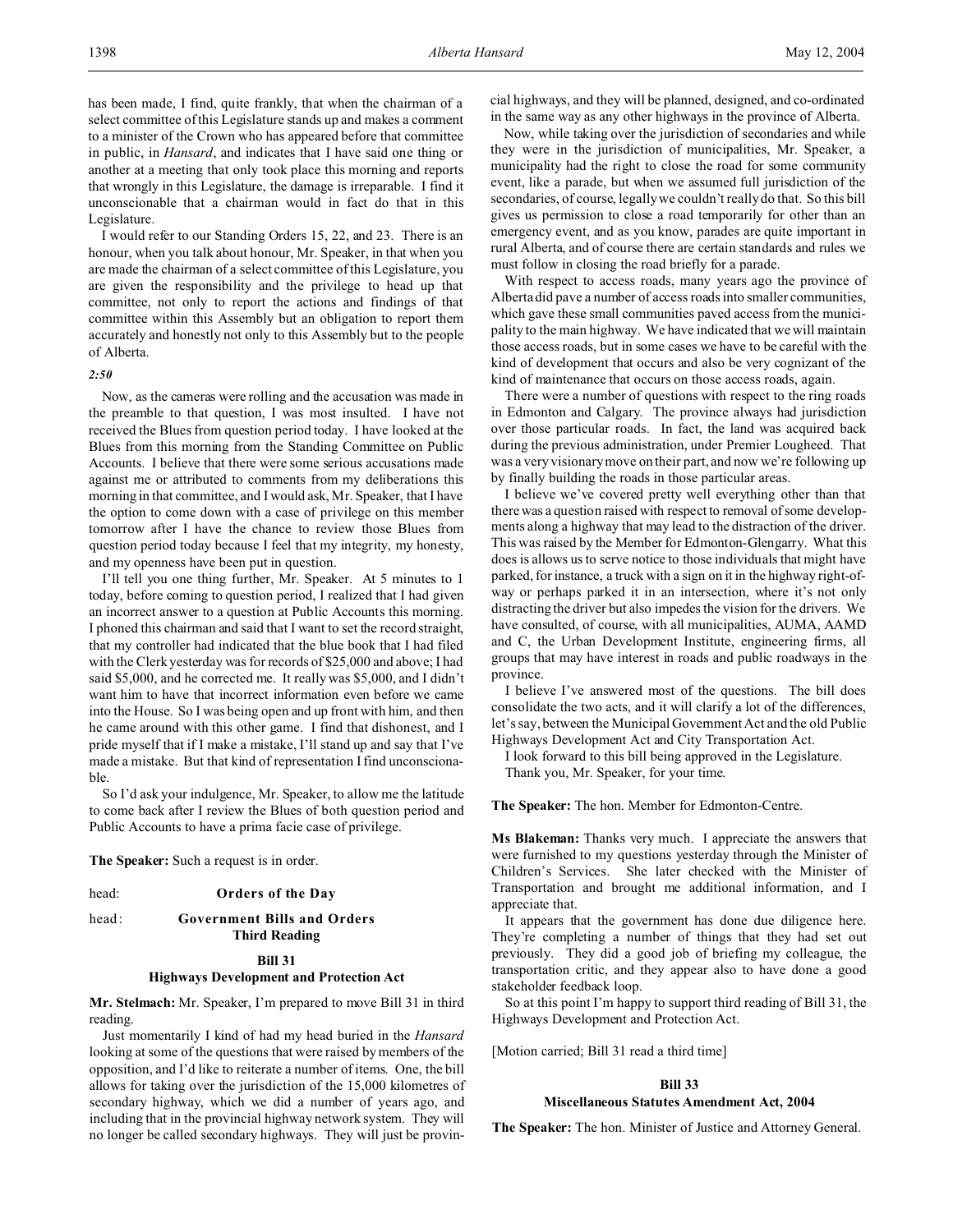has been made, I find, quite frankly, that when the chairman of a select committee of this Legislature stands up and makes a comment to a minister of the Crown who has appeared before that committee in public, in *Hansard*, and indicates that I have said one thing or another at a meeting that only took place this morning and reports that wrongly in this Legislature, the damage is irreparable. I find it unconscionable that a chairman would in fact do that in this Legislature.

I would refer to our Standing Orders 15, 22, and 23. There is an honour, when you talk about honour, Mr. Speaker, in that when you are made the chairman of a select committee of this Legislature, you are given the responsibility and the privilege to head up that committee, not only to report the actions and findings of that committee within this Assembly but an obligation to report them accurately and honestly not only to this Assembly but to the people of Alberta.

*2:50*

Now, as the cameras were rolling and the accusation was made in the preamble to that question, I was most insulted. I have not received the Blues from question period today. I have looked at the Blues from this morning from the Standing Committee on Public Accounts. I believe that there were some serious accusations made against me or attributed to comments from my deliberations this morning in that committee, and I would ask, Mr. Speaker, that I have the option to come down with a case of privilege on this member tomorrow after I have the chance to review those Blues from question period today because I feel that my integrity, my honesty, and my openness have been put in question.

I'll tell you one thing further, Mr. Speaker. At 5 minutes to 1 today, before coming to question period, I realized that I had given an incorrect answer to a question at Public Accounts this morning. I phoned this chairman and said that I want to set the record straight, that my controller had indicated that the blue book that I had filed with the Clerk yesterday was for records of $25,000 and above; I had said $5,000, and he corrected me. It really was $5,000, and I didn't want him to have that incorrect information even before we came into the House. So I was being open and up front with him, and then he came around with this other game. I find that dishonest, and I pride myself that if I make a mistake, I'll stand up and say that I've made a mistake. But that kind of representation I find unconscionable.

So I'd ask your indulgence, Mr. Speaker, to allow me the latitude to come back after I review the Blues of both question period and Public Accounts to have a prima facie case of privilege.

**The Speaker:** Such a request is in order.

head: **Orders of the Day**

head: **Government Bills and Orders**
**Third Reading**

### Bill 31
### Highways Development and Protection Act

**Mr. Stelmach:** Mr. Speaker, I'm prepared to move Bill 31 in third reading.

Just momentarily I kind of had my head buried in the *Hansard* looking at some of the questions that were raised by members of the opposition, and I'd like to reiterate a number of items. One, the bill allows for taking over the jurisdiction of the 15,000 kilometres of secondary highway, which we did a number of years ago, and including that in the provincial highway network system. They will no longer be called secondary highways. They will just be provincial highways, and they will be planned, designed, and co-ordinated in the same way as any other highways in the province of Alberta.

Now, while taking over the jurisdiction of secondaries and while they were in the jurisdiction of municipalities, Mr. Speaker, a municipality had the right to close the road for some community event, like a parade, but when we assumed full jurisdiction of the secondaries, of course, legally we couldn't really do that. So this bill gives us permission to close a road temporarily for other than an emergency event, and as you know, parades are quite important in rural Alberta, and of course there are certain standards and rules we must follow in closing the road briefly for a parade.

With respect to access roads, many years ago the province of Alberta did pave a number of access roads into smaller communities, which gave these small communities paved access from the municipality to the main highway. We have indicated that we will maintain those access roads, but in some cases we have to be careful with the kind of development that occurs and also be very cognizant of the kind of maintenance that occurs on those access roads, again.

There were a number of questions with respect to the ring roads in Edmonton and Calgary. The province always had jurisdiction over those particular roads. In fact, the land was acquired back during the previous administration, under Premier Lougheed. That was a very visionary move on their part, and now we're following up by finally building the roads in those particular areas.

I believe we've covered pretty well everything other than that there was a question raised with respect to removal of some developments along a highway that may lead to the distraction of the driver. This was raised by the Member for Edmonton-Glengarry. What this does is allows us to serve notice to those individuals that might have parked, for instance, a truck with a sign on it in the highway right-of-way or perhaps parked it in an intersection, where it's not only distracting the driver but also impedes the vision for the drivers. We have consulted, of course, with all municipalities, AUMA, AAMD and C, the Urban Development Institute, engineering firms, all groups that may have interest in roads and public roadways in the province.

I believe I've answered most of the questions. The bill does consolidate the two acts, and it will clarify a lot of the differences, let's say, between the Municipal Government Act and the old Public Highways Development Act and City Transportation Act.

I look forward to this bill being approved in the Legislature.

Thank you, Mr. Speaker, for your time.

**The Speaker:** The hon. Member for Edmonton-Centre.

**Ms Blakeman:** Thanks very much. I appreciate the answers that were furnished to my questions yesterday through the Minister of Children's Services. She later checked with the Minister of Transportation and brought me additional information, and I appreciate that.

It appears that the government has done due diligence here. They're completing a number of things that they had set out previously. They did a good job of briefing my colleague, the transportation critic, and they appear also to have done a good stakeholder feedback loop.

So at this point I'm happy to support third reading of Bill 31, the Highways Development and Protection Act.

[Motion carried; Bill 31 read a third time]

### Bill 33
### Miscellaneous Statutes Amendment Act, 2004

**The Speaker:** The hon. Minister of Justice and Attorney General.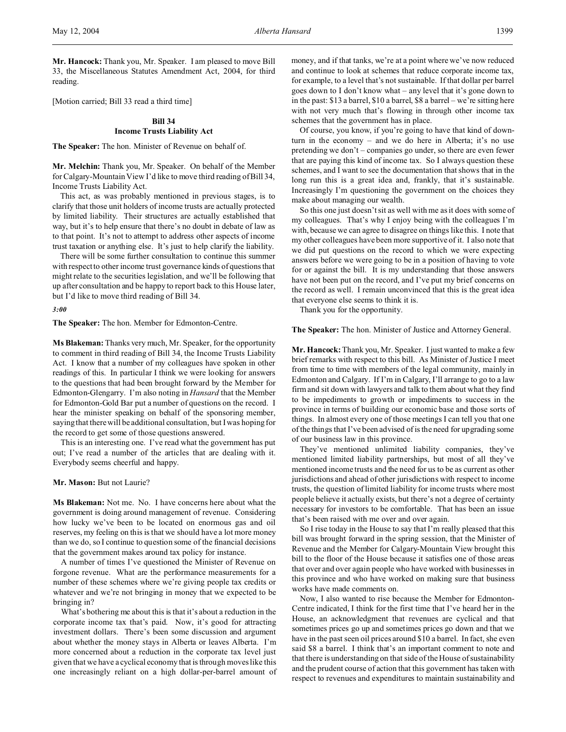**Mr. Hancock:** Thank you, Mr. Speaker. I am pleased to move Bill 33, the Miscellaneous Statutes Amendment Act, 2004, for third reading.

[Motion carried; Bill 33 read a third time]

### Bill 34
### Income Trusts Liability Act

**The Speaker:** The hon. Minister of Revenue on behalf of.

**Mr. Melchin:** Thank you, Mr. Speaker. On behalf of the Member for Calgary-Mountain View I'd like to move third reading of Bill 34, Income Trusts Liability Act.

This act, as was probably mentioned in previous stages, is to clarify that those unit holders of income trusts are actually protected by limited liability. Their structures are actually established that way, but it's to help ensure that there's no doubt in debate of law as to that point. It's not to attempt to address other aspects of income trust taxation or anything else. It's just to help clarify the liability.

There will be some further consultation to continue this summer with respect to other income trust governance kinds of questions that might relate to the securities legislation, and we'll be following that up after consultation and be happy to report back to this House later, but I'd like to move third reading of Bill 34.

*3:00*

**The Speaker:** The hon. Member for Edmonton-Centre.

**Ms Blakeman:** Thanks very much, Mr. Speaker, for the opportunity to comment in third reading of Bill 34, the Income Trusts Liability Act. I know that a number of my colleagues have spoken in other readings of this. In particular I think we were looking for answers to the questions that had been brought forward by the Member for Edmonton-Glengarry. I'm also noting in *Hansard* that the Member for Edmonton-Gold Bar put a number of questions on the record. I hear the minister speaking on behalf of the sponsoring member, saying that there will be additional consultation, but I was hoping for the record to get some of those questions answered.

This is an interesting one. I've read what the government has put out; I've read a number of the articles that are dealing with it. Everybody seems cheerful and happy.

**Mr. Mason:** But not Laurie?

**Ms Blakeman:** Not me. No. I have concerns here about what the government is doing around management of revenue. Considering how lucky we've been to be located on enormous gas and oil reserves, my feeling on this is that we should have a lot more money than we do, so I continue to question some of the financial decisions that the government makes around tax policy for instance.

A number of times I've questioned the Minister of Revenue on forgone revenue. What are the performance measurements for a number of these schemes where we're giving people tax credits or whatever and we're not bringing in money that we expected to be bringing in?

What's bothering me about this is that it's about a reduction in the corporate income tax that's paid. Now, it's good for attracting investment dollars. There's been some discussion and argument about whether the money stays in Alberta or leaves Alberta. I'm more concerned about a reduction in the corporate tax level just given that we have a cyclical economy that is through moves like this one increasingly reliant on a high dollar-per-barrel amount of money, and if that tanks, we're at a point where we've now reduced and continue to look at schemes that reduce corporate income tax, for example, to a level that's not sustainable. If that dollar per barrel goes down to I don't know what – any level that it's gone down to in the past: $13 a barrel, $10 a barrel, $8 a barrel – we're sitting here with not very much that's flowing in through other income tax schemes that the government has in place.

Of course, you know, if you're going to have that kind of downturn in the economy – and we do here in Alberta; it's no use pretending we don't – companies go under, so there are even fewer that are paying this kind of income tax. So I always question these schemes, and I want to see the documentation that shows that in the long run this is a great idea and, frankly, that it's sustainable. Increasingly I'm questioning the government on the choices they make about managing our wealth.

So this one just doesn't sit as well with me as it does with some of my colleagues. That's why I enjoy being with the colleagues I'm with, because we can agree to disagree on things like this. I note that my other colleagues have been more supportive of it. I also note that we did put questions on the record to which we were expecting answers before we were going to be in a position of having to vote for or against the bill. It is my understanding that those answers have not been put on the record, and I've put my brief concerns on the record as well. I remain unconvinced that this is the great idea that everyone else seems to think it is.

Thank you for the opportunity.

**The Speaker:** The hon. Minister of Justice and Attorney General.

**Mr. Hancock:** Thank you, Mr. Speaker. I just wanted to make a few brief remarks with respect to this bill. As Minister of Justice I meet from time to time with members of the legal community, mainly in Edmonton and Calgary. If I'm in Calgary, I'll arrange to go to a law firm and sit down with lawyers and talk to them about what they find to be impediments to growth or impediments to success in the province in terms of building our economic base and those sorts of things. In almost every one of those meetings I can tell you that one of the things that I've been advised of is the need for upgrading some of our business law in this province.

They've mentioned unlimited liability companies, they've mentioned limited liability partnerships, but most of all they've mentioned income trusts and the need for us to be as current as other jurisdictions and ahead of other jurisdictions with respect to income trusts, the question of limited liability for income trusts where most people believe it actually exists, but there's not a degree of certainty necessary for investors to be comfortable. That has been an issue that's been raised with me over and over again.

So I rise today in the House to say that I'm really pleased that this bill was brought forward in the spring session, that the Minister of Revenue and the Member for Calgary-Mountain View brought this bill to the floor of the House because it satisfies one of those areas that over and over again people who have worked with businesses in this province and who have worked on making sure that business works have made comments on.

Now, I also wanted to rise because the Member for Edmonton-Centre indicated, I think for the first time that I've heard her in the House, an acknowledgment that revenues are cyclical and that sometimes prices go up and sometimes prices go down and that we have in the past seen oil prices around $10 a barrel. In fact, she even said $8 a barrel. I think that's an important comment to note and that there is understanding on that side of the House of sustainability and the prudent course of action that this government has taken with respect to revenues and expenditures to maintain sustainability and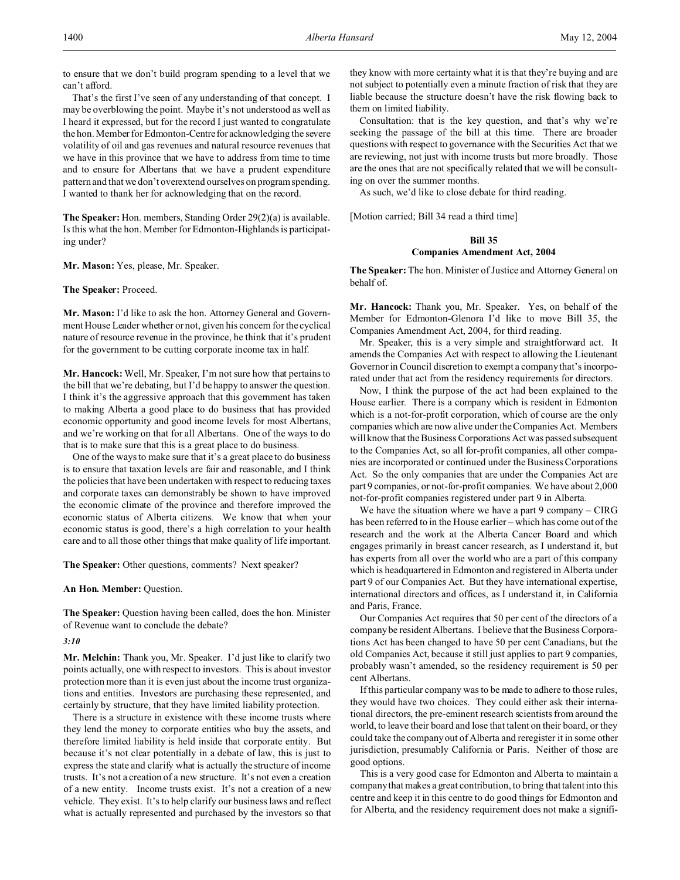to ensure that we don't build program spending to a level that we can't afford.

That's the first I've seen of any understanding of that concept. I may be overblowing the point. Maybe it's not understood as well as I heard it expressed, but for the record I just wanted to congratulate the hon. Member for Edmonton-Centre for acknowledging the severe volatility of oil and gas revenues and natural resource revenues that we have in this province that we have to address from time to time and to ensure for Albertans that we have a prudent expenditure pattern and that we don't overextend ourselves on program spending. I wanted to thank her for acknowledging that on the record.

**The Speaker:** Hon. members, Standing Order 29(2)(a) is available. Is this what the hon. Member for Edmonton-Highlands is participating under?

**Mr. Mason:** Yes, please, Mr. Speaker.

**The Speaker:** Proceed.

**Mr. Mason:** I'd like to ask the hon. Attorney General and Government House Leader whether or not, given his concern for the cyclical nature of resource revenue in the province, he think that it's prudent for the government to be cutting corporate income tax in half.

**Mr. Hancock:** Well, Mr. Speaker, I'm not sure how that pertains to the bill that we're debating, but I'd be happy to answer the question. I think it's the aggressive approach that this government has taken to making Alberta a good place to do business that has provided economic opportunity and good income levels for most Albertans, and we're working on that for all Albertans. One of the ways to do that is to make sure that this is a great place to do business.

One of the ways to make sure that it's a great place to do business is to ensure that taxation levels are fair and reasonable, and I think the policies that have been undertaken with respect to reducing taxes and corporate taxes can demonstrably be shown to have improved the economic climate of the province and therefore improved the economic status of Alberta citizens. We know that when your economic status is good, there's a high correlation to your health care and to all those other things that make quality of life important.

**The Speaker:** Other questions, comments? Next speaker?

**An Hon. Member:** Question.

**The Speaker:** Question having been called, does the hon. Minister of Revenue want to conclude the debate?

*3:10*

**Mr. Melchin:** Thank you, Mr. Speaker. I'd just like to clarify two points actually, one with respect to investors. This is about investor protection more than it is even just about the income trust organizations and entities. Investors are purchasing these represented, and certainly by structure, that they have limited liability protection.

There is a structure in existence with these income trusts where they lend the money to corporate entities who buy the assets, and therefore limited liability is held inside that corporate entity. But because it's not clear potentially in a debate of law, this is just to express the state and clarify what is actually the structure of income trusts. It's not a creation of a new structure. It's not even a creation of a new entity. Income trusts exist. It's not a creation of a new vehicle. They exist. It's to help clarify our business laws and reflect what is actually represented and purchased by the investors so that they know with more certainty what it is that they're buying and are not subject to potentially even a minute fraction of risk that they are liable because the structure doesn't have the risk flowing back to them on limited liability.

Consultation: that is the key question, and that's why we're seeking the passage of the bill at this time. There are broader questions with respect to governance with the Securities Act that we are reviewing, not just with income trusts but more broadly. Those are the ones that are not specifically related that we will be consulting on over the summer months.

As such, we'd like to close debate for third reading.

[Motion carried; Bill 34 read a third time]

## Bill 35
## Companies Amendment Act, 2004

**The Speaker:** The hon. Minister of Justice and Attorney General on behalf of.

**Mr. Hancock:** Thank you, Mr. Speaker. Yes, on behalf of the Member for Edmonton-Glenora I'd like to move Bill 35, the Companies Amendment Act, 2004, for third reading.

Mr. Speaker, this is a very simple and straightforward act. It amends the Companies Act with respect to allowing the Lieutenant Governor in Council discretion to exempt a company that's incorporated under that act from the residency requirements for directors.

Now, I think the purpose of the act had been explained to the House earlier. There is a company which is resident in Edmonton which is a not-for-profit corporation, which of course are the only companies which are now alive under the Companies Act. Members will know that the Business Corporations Act was passed subsequent to the Companies Act, so all for-profit companies, all other companies are incorporated or continued under the Business Corporations Act. So the only companies that are under the Companies Act are part 9 companies, or not-for-profit companies. We have about 2,000 not-for-profit companies registered under part 9 in Alberta.

We have the situation where we have a part 9 company – CIRG has been referred to in the House earlier – which has come out of the research and the work at the Alberta Cancer Board and which engages primarily in breast cancer research, as I understand it, but has experts from all over the world who are a part of this company which is headquartered in Edmonton and registered in Alberta under part 9 of our Companies Act. But they have international expertise, international directors and offices, as I understand it, in California and Paris, France.

Our Companies Act requires that 50 per cent of the directors of a company be resident Albertans. I believe that the Business Corporations Act has been changed to have 50 per cent Canadians, but the old Companies Act, because it still just applies to part 9 companies, probably wasn't amended, so the residency requirement is 50 per cent Albertans.

If this particular company was to be made to adhere to those rules, they would have two choices. They could either ask their international directors, the pre-eminent research scientists from around the world, to leave their board and lose that talent on their board, or they could take the company out of Alberta and reregister it in some other jurisdiction, presumably California or Paris. Neither of those are good options.

This is a very good case for Edmonton and Alberta to maintain a company that makes a great contribution, to bring that talent into this centre and keep it in this centre to do good things for Edmonton and for Alberta, and the residency requirement does not make a signifi-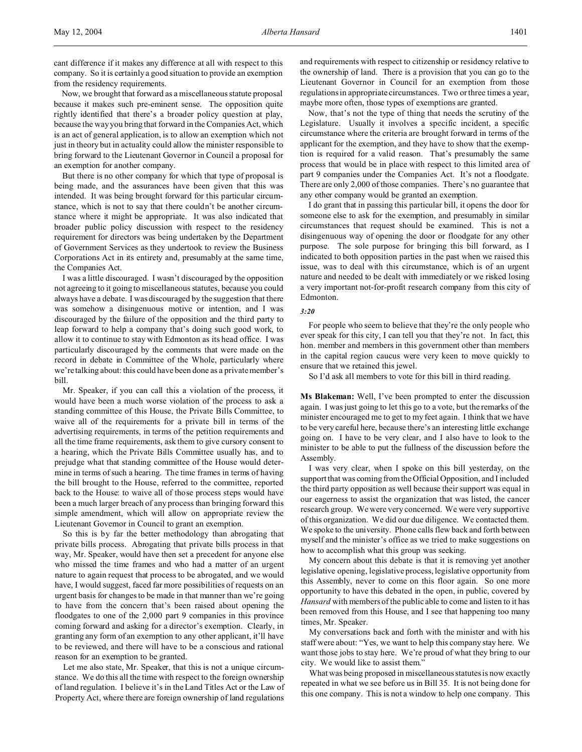cant difference if it makes any difference at all with respect to this company. So it is certainly a good situation to provide an exemption from the residency requirements.

Now, we brought that forward as a miscellaneous statute proposal because it makes such pre-eminent sense. The opposition quite rightly identified that there's a broader policy question at play, because the way you bring that forward in the Companies Act, which is an act of general application, is to allow an exemption which not just in theory but in actuality could allow the minister responsible to bring forward to the Lieutenant Governor in Council a proposal for an exemption for another company.

But there is no other company for which that type of proposal is being made, and the assurances have been given that this was intended. It was being brought forward for this particular circumstance, which is not to say that there couldn't be another circumstance where it might be appropriate. It was also indicated that broader public policy discussion with respect to the residency requirement for directors was being undertaken by the Department of Government Services as they undertook to review the Business Corporations Act in its entirety and, presumably at the same time, the Companies Act.

I was a little discouraged. I wasn't discouraged by the opposition not agreeing to it going to miscellaneous statutes, because you could always have a debate. I was discouraged by the suggestion that there was somehow a disingenuous motive or intention, and I was discouraged by the failure of the opposition and the third party to leap forward to help a company that's doing such good work, to allow it to continue to stay with Edmonton as its head office. I was particularly discouraged by the comments that were made on the record in debate in Committee of the Whole, particularly where we're talking about: this could have been done as a private member's bill.

Mr. Speaker, if you can call this a violation of the process, it would have been a much worse violation of the process to ask a standing committee of this House, the Private Bills Committee, to waive all of the requirements for a private bill in terms of the advertising requirements, in terms of the petition requirements and all the time frame requirements, ask them to give cursory consent to a hearing, which the Private Bills Committee usually has, and to prejudge what that standing committee of the House would determine in terms of such a hearing. The time frames in terms of having the bill brought to the House, referred to the committee, reported back to the House: to waive all of those process steps would have been a much larger breach of any process than bringing forward this simple amendment, which will allow on appropriate review the Lieutenant Governor in Council to grant an exemption.

So this is by far the better methodology than abrogating that private bills process. Abrogating that private bills process in that way, Mr. Speaker, would have then set a precedent for anyone else who missed the time frames and who had a matter of an urgent nature to again request that process to be abrogated, and we would have, I would suggest, faced far more possibilities of requests on an urgent basis for changes to be made in that manner than we're going to have from the concern that's been raised about opening the floodgates to one of the 2,000 part 9 companies in this province coming forward and asking for a director's exemption. Clearly, in granting any form of an exemption to any other applicant, it'll have to be reviewed, and there will have to be a conscious and rational reason for an exemption to be granted.

Let me also state, Mr. Speaker, that this is not a unique circumstance. We do this all the time with respect to the foreign ownership of land regulation. I believe it's in the Land Titles Act or the Law of Property Act, where there are foreign ownership of land regulations and requirements with respect to citizenship or residency relative to the ownership of land. There is a provision that you can go to the Lieutenant Governor in Council for an exemption from those regulations in appropriate circumstances. Two or three times a year, maybe more often, those types of exemptions are granted.

Now, that's not the type of thing that needs the scrutiny of the Legislature. Usually it involves a specific incident, a specific circumstance where the criteria are brought forward in terms of the applicant for the exemption, and they have to show that the exemption is required for a valid reason. That's presumably the same process that would be in place with respect to this limited area of part 9 companies under the Companies Act. It's not a floodgate. There are only 2,000 of those companies. There's no guarantee that any other company would be granted an exemption.

I do grant that in passing this particular bill, it opens the door for someone else to ask for the exemption, and presumably in similar circumstances that request should be examined. This is not a disingenuous way of opening the door or floodgate for any other purpose. The sole purpose for bringing this bill forward, as I indicated to both opposition parties in the past when we raised this issue, was to deal with this circumstance, which is of an urgent nature and needed to be dealt with immediately or we risked losing a very important not-for-profit research company from this city of Edmonton.

*3:20*

For people who seem to believe that they're the only people who ever speak for this city, I can tell you that they're not. In fact, this hon. member and members in this government other than members in the capital region caucus were very keen to move quickly to ensure that we retained this jewel.

So I'd ask all members to vote for this bill in third reading.

**Ms Blakeman:** Well, I've been prompted to enter the discussion again. I was just going to let this go to a vote, but the remarks of the minister encouraged me to get to my feet again. I think that we have to be very careful here, because there's an interesting little exchange going on. I have to be very clear, and I also have to look to the minister to be able to put the fullness of the discussion before the Assembly.

I was very clear, when I spoke on this bill yesterday, on the support that was coming from the Official Opposition, and I included the third party opposition as well because their support was equal in our eagerness to assist the organization that was listed, the cancer research group. We were very concerned. We were very supportive of this organization. We did our due diligence. We contacted them. We spoke to the university. Phone calls flew back and forth between myself and the minister's office as we tried to make suggestions on how to accomplish what this group was seeking.

My concern about this debate is that it is removing yet another legislative opening, legislative process, legislative opportunity from this Assembly, never to come on this floor again. So one more opportunity to have this debated in the open, in public, covered by *Hansard* with members of the public able to come and listen to it has been removed from this House, and I see that happening too many times, Mr. Speaker.

My conversations back and forth with the minister and with his staff were about: "Yes, we want to help this company stay here. We want those jobs to stay here. We're proud of what they bring to our city. We would like to assist them."

What was being proposed in miscellaneous statutes is now exactly repeated in what we see before us in Bill 35. It is not being done for this one company. This is not a window to help one company. This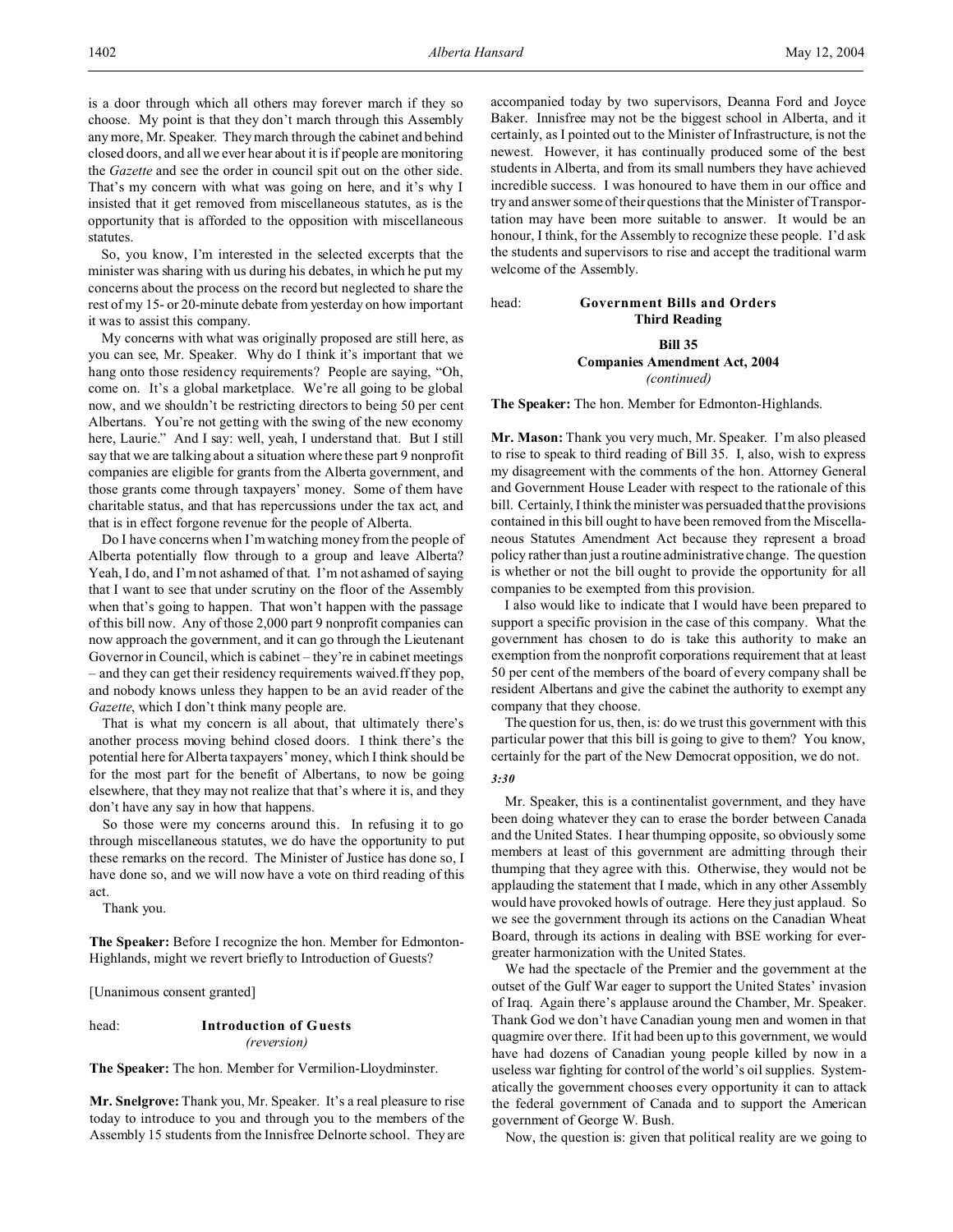is a door through which all others may forever march if they so choose. My point is that they don't march through this Assembly any more, Mr. Speaker. They march through the cabinet and behind closed doors, and all we ever hear about it is if people are monitoring the *Gazette* and see the order in council spit out on the other side. That's my concern with what was going on here, and it's why I insisted that it get removed from miscellaneous statutes, as is the opportunity that is afforded to the opposition with miscellaneous statutes.

So, you know, I'm interested in the selected excerpts that the minister was sharing with us during his debates, in which he put my concerns about the process on the record but neglected to share the rest of my 15- or 20-minute debate from yesterday on how important it was to assist this company.

My concerns with what was originally proposed are still here, as you can see, Mr. Speaker. Why do I think it's important that we hang onto those residency requirements? People are saying, "Oh, come on. It's a global marketplace. We're all going to be global now, and we shouldn't be restricting directors to being 50 per cent Albertans. You're not getting with the swing of the new economy here, Laurie." And I say: well, yeah, I understand that. But I still say that we are talking about a situation where these part 9 nonprofit companies are eligible for grants from the Alberta government, and those grants come through taxpayers' money. Some of them have charitable status, and that has repercussions under the tax act, and that is in effect forgone revenue for the people of Alberta.

Do I have concerns when I'm watching money from the people of Alberta potentially flow through to a group and leave Alberta? Yeah, I do, and I'm not ashamed of that. I'm not ashamed of saying that I want to see that under scrutiny on the floor of the Assembly when that's going to happen. That won't happen with the passage of this bill now. Any of those 2,000 part 9 nonprofit companies can now approach the government, and it can go through the Lieutenant Governor in Council, which is cabinet – they're in cabinet meetings – and they can get their residency requirements waived.ff they pop, and nobody knows unless they happen to be an avid reader of the *Gazette*, which I don't think many people are.

That is what my concern is all about, that ultimately there's another process moving behind closed doors. I think there's the potential here for Alberta taxpayers' money, which I think should be for the most part for the benefit of Albertans, to now be going elsewhere, that they may not realize that that's where it is, and they don't have any say in how that happens.

So those were my concerns around this. In refusing it to go through miscellaneous statutes, we do have the opportunity to put these remarks on the record. The Minister of Justice has done so, I have done so, and we will now have a vote on third reading of this act.

Thank you.

**The Speaker:** Before I recognize the hon. Member for Edmonton-Highlands, might we revert briefly to Introduction of Guests?

[Unanimous consent granted]

head: **Introduction of Guests**
*(reversion)*

**The Speaker:** The hon. Member for Vermilion-Lloydminster.

**Mr. Snelgrove:** Thank you, Mr. Speaker. It's a real pleasure to rise today to introduce to you and through you to the members of the Assembly 15 students from the Innisfree Delnorte school. They are accompanied today by two supervisors, Deanna Ford and Joyce Baker. Innisfree may not be the biggest school in Alberta, and it certainly, as I pointed out to the Minister of Infrastructure, is not the newest. However, it has continually produced some of the best students in Alberta, and from its small numbers they have achieved incredible success. I was honoured to have them in our office and try and answer some of their questions that the Minister of Transportation may have been more suitable to answer. It would be an honour, I think, for the Assembly to recognize these people. I'd ask the students and supervisors to rise and accept the traditional warm welcome of the Assembly.

head: **Government Bills and Orders**
**Third Reading**

**Bill 35**
**Companies Amendment Act, 2004**
*(continued)*

**The Speaker:** The hon. Member for Edmonton-Highlands.

**Mr. Mason:** Thank you very much, Mr. Speaker. I'm also pleased to rise to speak to third reading of Bill 35. I, also, wish to express my disagreement with the comments of the hon. Attorney General and Government House Leader with respect to the rationale of this bill. Certainly, I think the minister was persuaded that the provisions contained in this bill ought to have been removed from the Miscellaneous Statutes Amendment Act because they represent a broad policy rather than just a routine administrative change. The question is whether or not the bill ought to provide the opportunity for all companies to be exempted from this provision.

I also would like to indicate that I would have been prepared to support a specific provision in the case of this company. What the government has chosen to do is take this authority to make an exemption from the nonprofit corporations requirement that at least 50 per cent of the members of the board of every company shall be resident Albertans and give the cabinet the authority to exempt any company that they choose.

The question for us, then, is: do we trust this government with this particular power that this bill is going to give to them? You know, certainly for the part of the New Democrat opposition, we do not.

*3:30*

Mr. Speaker, this is a continentalist government, and they have been doing whatever they can to erase the border between Canada and the United States. I hear thumping opposite, so obviously some members at least of this government are admitting through their thumping that they agree with this. Otherwise, they would not be applauding the statement that I made, which in any other Assembly would have provoked howls of outrage. Here they just applaud. So we see the government through its actions on the Canadian Wheat Board, through its actions in dealing with BSE working for ever-greater harmonization with the United States.

We had the spectacle of the Premier and the government at the outset of the Gulf War eager to support the United States' invasion of Iraq. Again there's applause around the Chamber, Mr. Speaker. Thank God we don't have Canadian young men and women in that quagmire over there. If it had been up to this government, we would have had dozens of Canadian young people killed by now in a useless war fighting for control of the world's oil supplies. Systematically the government chooses every opportunity it can to attack the federal government of Canada and to support the American government of George W. Bush.

Now, the question is: given that political reality are we going to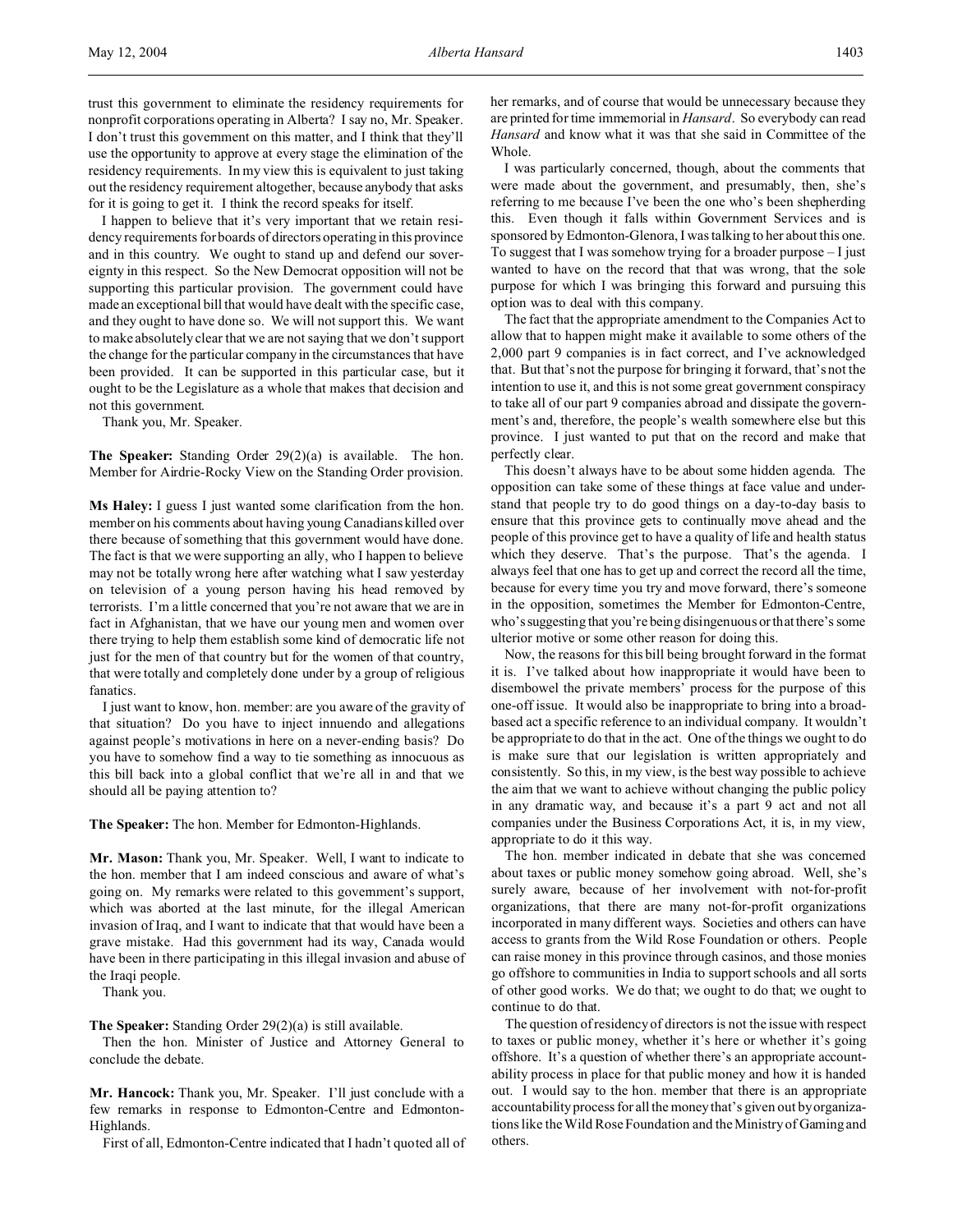trust this government to eliminate the residency requirements for nonprofit corporations operating in Alberta? I say no, Mr. Speaker. I don't trust this government on this matter, and I think that they'll use the opportunity to approve at every stage the elimination of the residency requirements. In my view this is equivalent to just taking out the residency requirement altogether, because anybody that asks for it is going to get it. I think the record speaks for itself.

I happen to believe that it's very important that we retain residency requirements for boards of directors operating in this province and in this country. We ought to stand up and defend our sovereignty in this respect. So the New Democrat opposition will not be supporting this particular provision. The government could have made an exceptional bill that would have dealt with the specific case, and they ought to have done so. We will not support this. We want to make absolutely clear that we are not saying that we don't support the change for the particular company in the circumstances that have been provided. It can be supported in this particular case, but it ought to be the Legislature as a whole that makes that decision and not this government.

Thank you, Mr. Speaker.

**The Speaker:** Standing Order 29(2)(a) is available. The hon. Member for Airdrie-Rocky View on the Standing Order provision.

**Ms Haley:** I guess I just wanted some clarification from the hon. member on his comments about having young Canadians killed over there because of something that this government would have done. The fact is that we were supporting an ally, who I happen to believe may not be totally wrong here after watching what I saw yesterday on television of a young person having his head removed by terrorists. I'm a little concerned that you're not aware that we are in fact in Afghanistan, that we have our young men and women over there trying to help them establish some kind of democratic life not just for the men of that country but for the women of that country, that were totally and completely done under by a group of religious fanatics.

I just want to know, hon. member: are you aware of the gravity of that situation? Do you have to inject innuendo and allegations against people's motivations in here on a never-ending basis? Do you have to somehow find a way to tie something as innocuous as this bill back into a global conflict that we're all in and that we should all be paying attention to?

**The Speaker:** The hon. Member for Edmonton-Highlands.

**Mr. Mason:** Thank you, Mr. Speaker. Well, I want to indicate to the hon. member that I am indeed conscious and aware of what's going on. My remarks were related to this government's support, which was aborted at the last minute, for the illegal American invasion of Iraq, and I want to indicate that that would have been a grave mistake. Had this government had its way, Canada would have been in there participating in this illegal invasion and abuse of the Iraqi people.

Thank you.

**The Speaker:** Standing Order 29(2)(a) is still available.

Then the hon. Minister of Justice and Attorney General to conclude the debate.

**Mr. Hancock:** Thank you, Mr. Speaker. I'll just conclude with a few remarks in response to Edmonton-Centre and Edmonton-Highlands.

First of all, Edmonton-Centre indicated that I hadn't quoted all of her remarks, and of course that would be unnecessary because they are printed for time immemorial in *Hansard*. So everybody can read *Hansard* and know what it was that she said in Committee of the Whole.

I was particularly concerned, though, about the comments that were made about the government, and presumably, then, she's referring to me because I've been the one who's been shepherding this. Even though it falls within Government Services and is sponsored by Edmonton-Glenora, I was talking to her about this one. To suggest that I was somehow trying for a broader purpose – I just wanted to have on the record that that was wrong, that the sole purpose for which I was bringing this forward and pursuing this option was to deal with this company.

The fact that the appropriate amendment to the Companies Act to allow that to happen might make it available to some others of the 2,000 part 9 companies is in fact correct, and I've acknowledged that. But that's not the purpose for bringing it forward, that's not the intention to use it, and this is not some great government conspiracy to take all of our part 9 companies abroad and dissipate the government's and, therefore, the people's wealth somewhere else but this province. I just wanted to put that on the record and make that perfectly clear.

This doesn't always have to be about some hidden agenda. The opposition can take some of these things at face value and understand that people try to do good things on a day-to-day basis to ensure that this province gets to continually move ahead and the people of this province get to have a quality of life and health status which they deserve. That's the purpose. That's the agenda. I always feel that one has to get up and correct the record all the time, because for every time you try and move forward, there's someone in the opposition, sometimes the Member for Edmonton-Centre, who's suggesting that you're being disingenuous or that there's some ulterior motive or some other reason for doing this.

Now, the reasons for this bill being brought forward in the format it is. I've talked about how inappropriate it would have been to disembowel the private members' process for the purpose of this one-off issue. It would also be inappropriate to bring into a broad-based act a specific reference to an individual company. It wouldn't be appropriate to do that in the act. One of the things we ought to do is make sure that our legislation is written appropriately and consistently. So this, in my view, is the best way possible to achieve the aim that we want to achieve without changing the public policy in any dramatic way, and because it's a part 9 act and not all companies under the Business Corporations Act, it is, in my view, appropriate to do it this way.

The hon. member indicated in debate that she was concerned about taxes or public money somehow going abroad. Well, she's surely aware, because of her involvement with not-for-profit organizations, that there are many not-for-profit organizations incorporated in many different ways. Societies and others can have access to grants from the Wild Rose Foundation or others. People can raise money in this province through casinos, and those monies go offshore to communities in India to support schools and all sorts of other good works. We do that; we ought to do that; we ought to continue to do that.

The question of residency of directors is not the issue with respect to taxes or public money, whether it's here or whether it's going offshore. It's a question of whether there's an appropriate accountability process in place for that public money and how it is handed out. I would say to the hon. member that there is an appropriate accountability process for all the money that's given out by organizations like the Wild Rose Foundation and the Ministry of Gaming and others.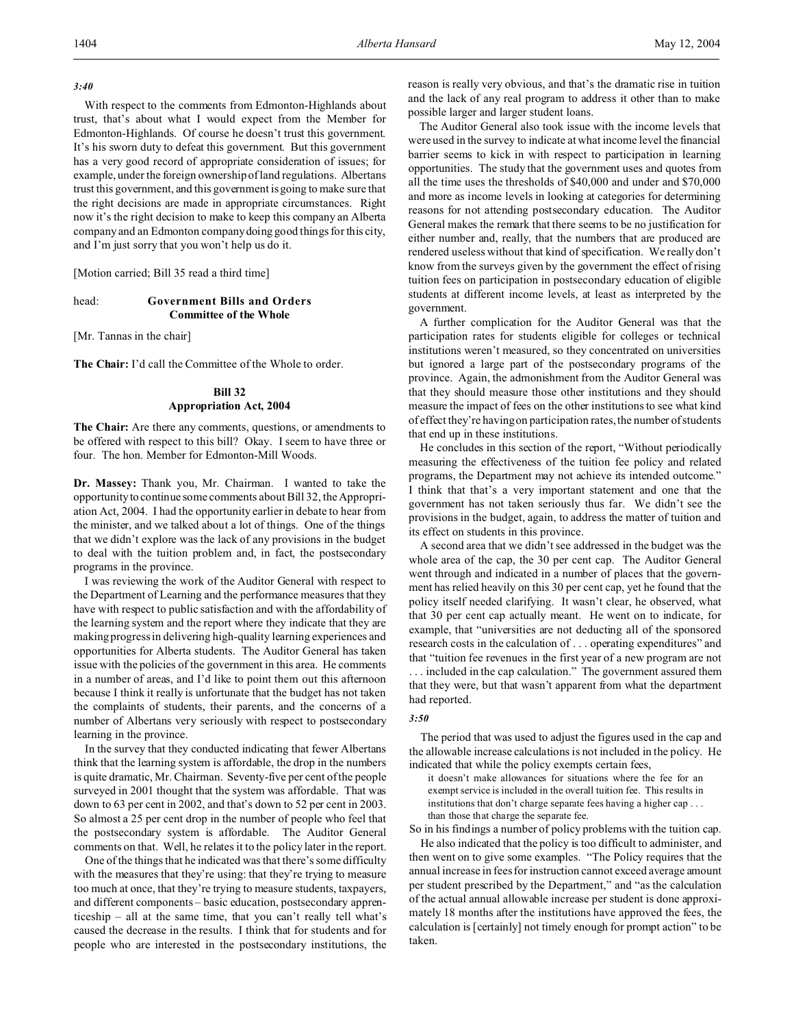*3:40*

With respect to the comments from Edmonton-Highlands about trust, that's about what I would expect from the Member for Edmonton-Highlands. Of course he doesn't trust this government. It's his sworn duty to defeat this government. But this government has a very good record of appropriate consideration of issues; for example, under the foreign ownership of land regulations. Albertans trust this government, and this government is going to make sure that the right decisions are made in appropriate circumstances. Right now it's the right decision to make to keep this company an Alberta company and an Edmonton company doing good things for this city, and I'm just sorry that you won't help us do it.

[Motion carried; Bill 35 read a third time]

head: **Government Bills and Orders**
**Committee of the Whole**

[Mr. Tannas in the chair]

**The Chair:** I'd call the Committee of the Whole to order.

**Bill 32**
**Appropriation Act, 2004**

**The Chair:** Are there any comments, questions, or amendments to be offered with respect to this bill? Okay. I seem to have three or four. The hon. Member for Edmonton-Mill Woods.

**Dr. Massey:** Thank you, Mr. Chairman. I wanted to take the opportunity to continue some comments about Bill 32, the Appropriation Act, 2004. I had the opportunity earlier in debate to hear from the minister, and we talked about a lot of things. One of the things that we didn't explore was the lack of any provisions in the budget to deal with the tuition problem and, in fact, the postsecondary programs in the province.

I was reviewing the work of the Auditor General with respect to the Department of Learning and the performance measures that they have with respect to public satisfaction and with the affordability of the learning system and the report where they indicate that they are making progress in delivering high-quality learning experiences and opportunities for Alberta students. The Auditor General has taken issue with the policies of the government in this area. He comments in a number of areas, and I'd like to point them out this afternoon because I think it really is unfortunate that the budget has not taken the complaints of students, their parents, and the concerns of a number of Albertans very seriously with respect to postsecondary learning in the province.

In the survey that they conducted indicating that fewer Albertans think that the learning system is affordable, the drop in the numbers is quite dramatic, Mr. Chairman. Seventy-five per cent of the people surveyed in 2001 thought that the system was affordable. That was down to 63 per cent in 2002, and that's down to 52 per cent in 2003. So almost a 25 per cent drop in the number of people who feel that the postsecondary system is affordable. The Auditor General comments on that. Well, he relates it to the policy later in the report.

One of the things that he indicated was that there's some difficulty with the measures that they're using: that they're trying to measure too much at once, that they're trying to measure students, taxpayers, and different components – basic education, postsecondary apprenticeship – all at the same time, that you can't really tell what's caused the decrease in the results. I think that for students and for people who are interested in the postsecondary institutions, the reason is really very obvious, and that's the dramatic rise in tuition and the lack of any real program to address it other than to make possible larger and larger student loans.

The Auditor General also took issue with the income levels that were used in the survey to indicate at what income level the financial barrier seems to kick in with respect to participation in learning opportunities. The study that the government uses and quotes from all the time uses the thresholds of $40,000 and under and $70,000 and more as income levels in looking at categories for determining reasons for not attending postsecondary education. The Auditor General makes the remark that there seems to be no justification for either number and, really, that the numbers that are produced are rendered useless without that kind of specification. We really don't know from the surveys given by the government the effect of rising tuition fees on participation in postsecondary education of eligible students at different income levels, at least as interpreted by the government.

A further complication for the Auditor General was that the participation rates for students eligible for colleges or technical institutions weren't measured, so they concentrated on universities but ignored a large part of the postsecondary programs of the province. Again, the admonishment from the Auditor General was that they should measure those other institutions and they should measure the impact of fees on the other institutions to see what kind of effect they're having on participation rates, the number of students that end up in these institutions.

He concludes in this section of the report, "Without periodically measuring the effectiveness of the tuition fee policy and related programs, the Department may not achieve its intended outcome." I think that that's a very important statement and one that the government has not taken seriously thus far. We didn't see the provisions in the budget, again, to address the matter of tuition and its effect on students in this province.

A second area that we didn't see addressed in the budget was the whole area of the cap, the 30 per cent cap. The Auditor General went through and indicated in a number of places that the government has relied heavily on this 30 per cent cap, yet he found that the policy itself needed clarifying. It wasn't clear, he observed, what that 30 per cent cap actually meant. He went on to indicate, for example, that "universities are not deducting all of the sponsored research costs in the calculation of . . . operating expenditures" and that "tuition fee revenues in the first year of a new program are not . . . included in the cap calculation." The government assured them that they were, but that wasn't apparent from what the department had reported.

*3:50*

The period that was used to adjust the figures used in the cap and the allowable increase calculations is not included in the policy. He indicated that while the policy exempts certain fees,

> it doesn't make allowances for situations where the fee for an exempt service is included in the overall tuition fee. This results in institutions that don't charge separate fees having a higher cap . . . than those that charge the separate fee.

So in his findings a number of policy problems with the tuition cap.

He also indicated that the policy is too difficult to administer, and then went on to give some examples. "The Policy requires that the annual increase in fees for instruction cannot exceed average amount per student prescribed by the Department," and "as the calculation of the actual annual allowable increase per student is done approximately 18 months after the institutions have approved the fees, the calculation is [certainly] not timely enough for prompt action" to be taken.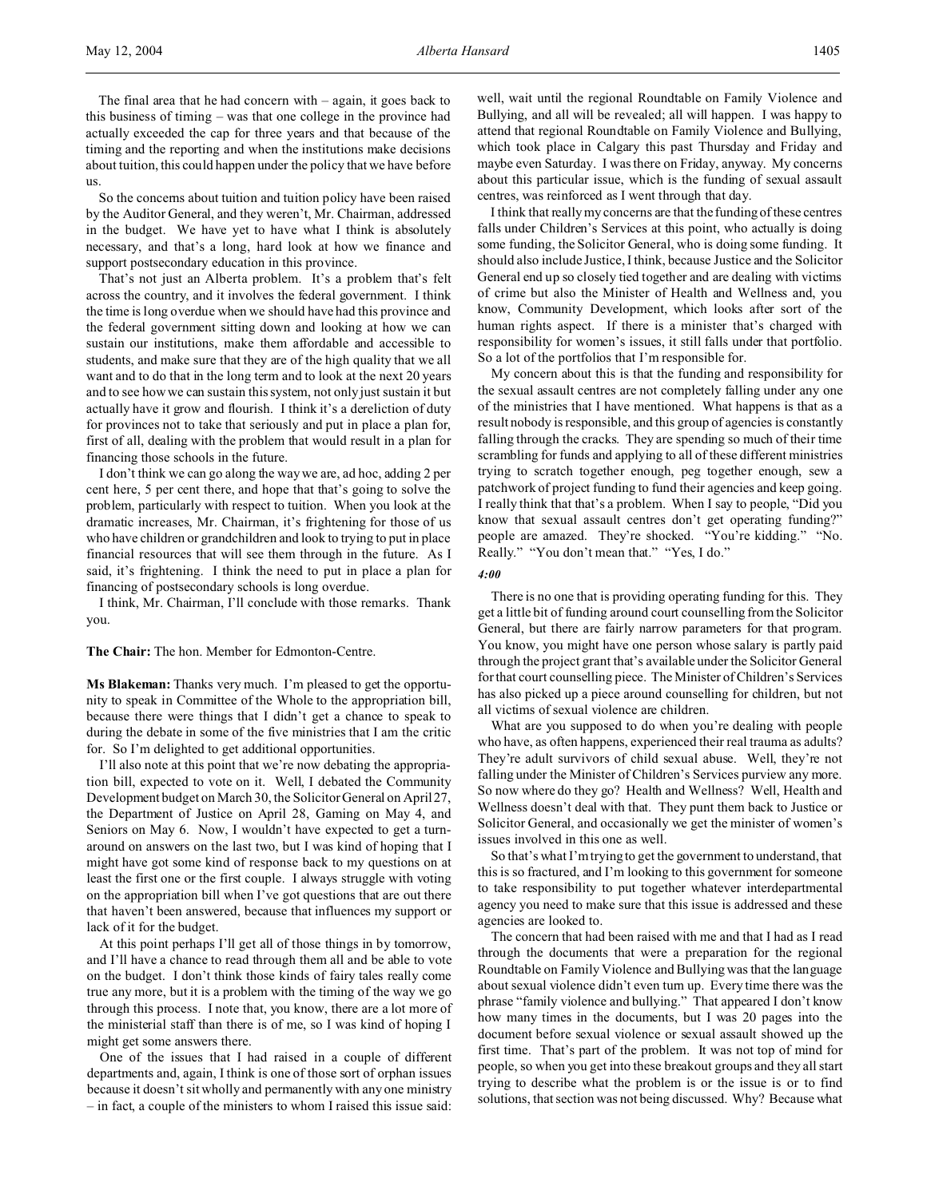The final area that he had concern with – again, it goes back to this business of timing – was that one college in the province had actually exceeded the cap for three years and that because of the timing and the reporting and when the institutions make decisions about tuition, this could happen under the policy that we have before us.

So the concerns about tuition and tuition policy have been raised by the Auditor General, and they weren't, Mr. Chairman, addressed in the budget. We have yet to have what I think is absolutely necessary, and that's a long, hard look at how we finance and support postsecondary education in this province.

That's not just an Alberta problem. It's a problem that's felt across the country, and it involves the federal government. I think the time is long overdue when we should have had this province and the federal government sitting down and looking at how we can sustain our institutions, make them affordable and accessible to students, and make sure that they are of the high quality that we all want and to do that in the long term and to look at the next 20 years and to see how we can sustain this system, not only just sustain it but actually have it grow and flourish. I think it's a dereliction of duty for provinces not to take that seriously and put in place a plan for, first of all, dealing with the problem that would result in a plan for financing those schools in the future.

I don't think we can go along the way we are, ad hoc, adding 2 per cent here, 5 per cent there, and hope that that's going to solve the problem, particularly with respect to tuition. When you look at the dramatic increases, Mr. Chairman, it's frightening for those of us who have children or grandchildren and look to trying to put in place financial resources that will see them through in the future. As I said, it's frightening. I think the need to put in place a plan for financing of postsecondary schools is long overdue.

I think, Mr. Chairman, I'll conclude with those remarks. Thank you.

**The Chair:** The hon. Member for Edmonton-Centre.

**Ms Blakeman:** Thanks very much. I'm pleased to get the opportunity to speak in Committee of the Whole to the appropriation bill, because there were things that I didn't get a chance to speak to during the debate in some of the five ministries that I am the critic for. So I'm delighted to get additional opportunities.

I'll also note at this point that we're now debating the appropriation bill, expected to vote on it. Well, I debated the Community Development budget on March 30, the Solicitor General on April 27, the Department of Justice on April 28, Gaming on May 4, and Seniors on May 6. Now, I wouldn't have expected to get a turnaround on answers on the last two, but I was kind of hoping that I might have got some kind of response back to my questions on at least the first one or the first couple. I always struggle with voting on the appropriation bill when I've got questions that are out there that haven't been answered, because that influences my support or lack of it for the budget.

At this point perhaps I'll get all of those things in by tomorrow, and I'll have a chance to read through them all and be able to vote on the budget. I don't think those kinds of fairy tales really come true any more, but it is a problem with the timing of the way we go through this process. I note that, you know, there are a lot more of the ministerial staff than there is of me, so I was kind of hoping I might get some answers there.

One of the issues that I had raised in a couple of different departments and, again, I think is one of those sort of orphan issues because it doesn't sit wholly and permanently with any one ministry – in fact, a couple of the ministers to whom I raised this issue said: well, wait until the regional Roundtable on Family Violence and Bullying, and all will be revealed; all will happen. I was happy to attend that regional Roundtable on Family Violence and Bullying, which took place in Calgary this past Thursday and Friday and maybe even Saturday. I was there on Friday, anyway. My concerns about this particular issue, which is the funding of sexual assault centres, was reinforced as I went through that day.

I think that really my concerns are that the funding of these centres falls under Children's Services at this point, who actually is doing some funding, the Solicitor General, who is doing some funding. It should also include Justice, I think, because Justice and the Solicitor General end up so closely tied together and are dealing with victims of crime but also the Minister of Health and Wellness and, you know, Community Development, which looks after sort of the human rights aspect. If there is a minister that's charged with responsibility for women's issues, it still falls under that portfolio. So a lot of the portfolios that I'm responsible for.

My concern about this is that the funding and responsibility for the sexual assault centres are not completely falling under any one of the ministries that I have mentioned. What happens is that as a result nobody is responsible, and this group of agencies is constantly falling through the cracks. They are spending so much of their time scrambling for funds and applying to all of these different ministries trying to scratch together enough, peg together enough, sew a patchwork of project funding to fund their agencies and keep going. I really think that that's a problem. When I say to people, "Did you know that sexual assault centres don't get operating funding?" people are amazed. They're shocked. "You're kidding." "No. Really." "You don't mean that." "Yes, I do."

*4:00*

There is no one that is providing operating funding for this. They get a little bit of funding around court counselling from the Solicitor General, but there are fairly narrow parameters for that program. You know, you might have one person whose salary is partly paid through the project grant that's available under the Solicitor General for that court counselling piece. The Minister of Children's Services has also picked up a piece around counselling for children, but not all victims of sexual violence are children.

What are you supposed to do when you're dealing with people who have, as often happens, experienced their real trauma as adults? They're adult survivors of child sexual abuse. Well, they're not falling under the Minister of Children's Services purview any more. So now where do they go? Health and Wellness? Well, Health and Wellness doesn't deal with that. They punt them back to Justice or Solicitor General, and occasionally we get the minister of women's issues involved in this one as well.

So that's what I'm trying to get the government to understand, that this is so fractured, and I'm looking to this government for someone to take responsibility to put together whatever interdepartmental agency you need to make sure that this issue is addressed and these agencies are looked to.

The concern that had been raised with me and that I had as I read through the documents that were a preparation for the regional Roundtable on Family Violence and Bullying was that the language about sexual violence didn't even turn up. Every time there was the phrase "family violence and bullying." That appeared I don't know how many times in the documents, but I was 20 pages into the document before sexual violence or sexual assault showed up the first time. That's part of the problem. It was not top of mind for people, so when you get into these breakout groups and they all start trying to describe what the problem is or the issue is or to find solutions, that section was not being discussed. Why? Because what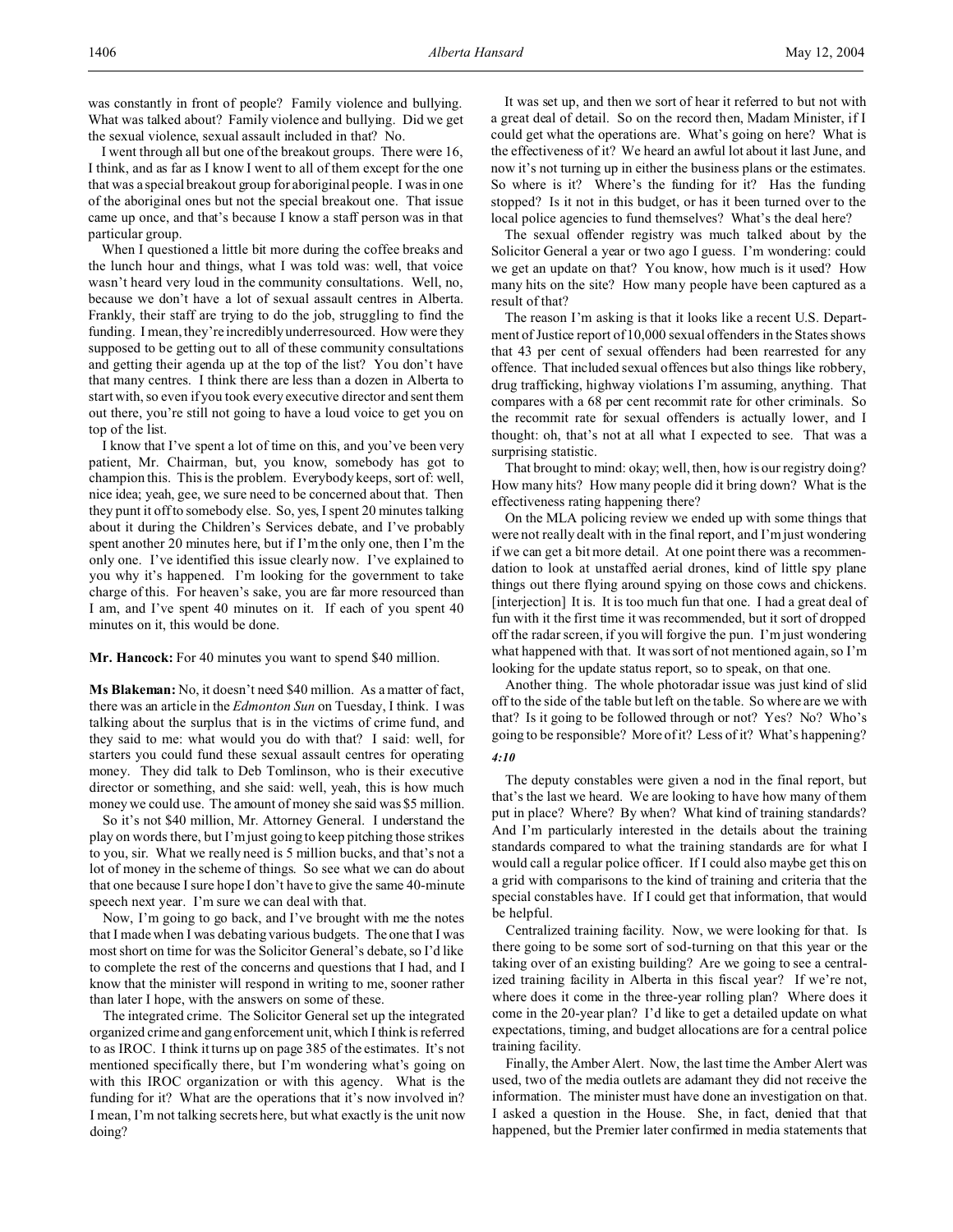was constantly in front of people? Family violence and bullying. What was talked about? Family violence and bullying. Did we get the sexual violence, sexual assault included in that? No.

I went through all but one of the breakout groups. There were 16, I think, and as far as I know I went to all of them except for the one that was a special breakout group for aboriginal people. I was in one of the aboriginal ones but not the special breakout one. That issue came up once, and that's because I know a staff person was in that particular group.

When I questioned a little bit more during the coffee breaks and the lunch hour and things, what I was told was: well, that voice wasn't heard very loud in the community consultations. Well, no, because we don't have a lot of sexual assault centres in Alberta. Frankly, their staff are trying to do the job, struggling to find the funding. I mean, they're incredibly underresourced. How were they supposed to be getting out to all of these community consultations and getting their agenda up at the top of the list? You don't have that many centres. I think there are less than a dozen in Alberta to start with, so even if you took every executive director and sent them out there, you're still not going to have a loud voice to get you on top of the list.

I know that I've spent a lot of time on this, and you've been very patient, Mr. Chairman, but, you know, somebody has got to champion this. This is the problem. Everybody keeps, sort of: well, nice idea; yeah, gee, we sure need to be concerned about that. Then they punt it off to somebody else. So, yes, I spent 20 minutes talking about it during the Children's Services debate, and I've probably spent another 20 minutes here, but if I'm the only one, then I'm the only one. I've identified this issue clearly now. I've explained to you why it's happened. I'm looking for the government to take charge of this. For heaven's sake, you are far more resourced than I am, and I've spent 40 minutes on it. If each of you spent 40 minutes on it, this would be done.

**Mr. Hancock:** For 40 minutes you want to spend $40 million.

**Ms Blakeman:** No, it doesn't need $40 million. As a matter of fact, there was an article in the *Edmonton Sun* on Tuesday, I think. I was talking about the surplus that is in the victims of crime fund, and they said to me: what would you do with that? I said: well, for starters you could fund these sexual assault centres for operating money. They did talk to Deb Tomlinson, who is their executive director or something, and she said: well, yeah, this is how much money we could use. The amount of money she said was $5 million.

So it's not $40 million, Mr. Attorney General. I understand the play on words there, but I'm just going to keep pitching those strikes to you, sir. What we really need is 5 million bucks, and that's not a lot of money in the scheme of things. So see what we can do about that one because I sure hope I don't have to give the same 40-minute speech next year. I'm sure we can deal with that.

Now, I'm going to go back, and I've brought with me the notes that I made when I was debating various budgets. The one that I was most short on time for was the Solicitor General's debate, so I'd like to complete the rest of the concerns and questions that I had, and I know that the minister will respond in writing to me, sooner rather than later I hope, with the answers on some of these.

The integrated crime. The Solicitor General set up the integrated organized crime and gang enforcement unit, which I think is referred to as IROC. I think it turns up on page 385 of the estimates. It's not mentioned specifically there, but I'm wondering what's going on with this IROC organization or with this agency. What is the funding for it? What are the operations that it's now involved in? I mean, I'm not talking secrets here, but what exactly is the unit now doing?

It was set up, and then we sort of hear it referred to but not with a great deal of detail. So on the record then, Madam Minister, if I could get what the operations are. What's going on here? What is the effectiveness of it? We heard an awful lot about it last June, and now it's not turning up in either the business plans or the estimates. So where is it? Where's the funding for it? Has the funding stopped? Is it not in this budget, or has it been turned over to the local police agencies to fund themselves? What's the deal here?

The sexual offender registry was much talked about by the Solicitor General a year or two ago I guess. I'm wondering: could we get an update on that? You know, how much is it used? How many hits on the site? How many people have been captured as a result of that?

The reason I'm asking is that it looks like a recent U.S. Department of Justice report of 10,000 sexual offenders in the States shows that 43 per cent of sexual offenders had been rearrested for any offence. That included sexual offences but also things like robbery, drug trafficking, highway violations I'm assuming, anything. That compares with a 68 per cent recommit rate for other criminals. So the recommit rate for sexual offenders is actually lower, and I thought: oh, that's not at all what I expected to see. That was a surprising statistic.

That brought to mind: okay; well, then, how is our registry doing? How many hits? How many people did it bring down? What is the effectiveness rating happening there?

On the MLA policing review we ended up with some things that were not really dealt with in the final report, and I'm just wondering if we can get a bit more detail. At one point there was a recommendation to look at unstaffed aerial drones, kind of little spy plane things out there flying around spying on those cows and chickens. [interjection] It is. It is too much fun that one. I had a great deal of fun with it the first time it was recommended, but it sort of dropped off the radar screen, if you will forgive the pun. I'm just wondering what happened with that. It was sort of not mentioned again, so I'm looking for the update status report, so to speak, on that one.

Another thing. The whole photoradar issue was just kind of slid off to the side of the table but left on the table. So where are we with that? Is it going to be followed through or not? Yes? No? Who's going to be responsible? More of it? Less of it? What's happening?

*4:10*

The deputy constables were given a nod in the final report, but that's the last we heard. We are looking to have how many of them put in place? Where? By when? What kind of training standards? And I'm particularly interested in the details about the training standards compared to what the training standards are for what I would call a regular police officer. If I could also maybe get this on a grid with comparisons to the kind of training and criteria that the special constables have. If I could get that information, that would be helpful.

Centralized training facility. Now, we were looking for that. Is there going to be some sort of sod-turning on that this year or the taking over of an existing building? Are we going to see a centralized training facility in Alberta in this fiscal year? If we're not, where does it come in the three-year rolling plan? Where does it come in the 20-year plan? I'd like to get a detailed update on what expectations, timing, and budget allocations are for a central police training facility.

Finally, the Amber Alert. Now, the last time the Amber Alert was used, two of the media outlets are adamant they did not receive the information. The minister must have done an investigation on that. I asked a question in the House. She, in fact, denied that that happened, but the Premier later confirmed in media statements that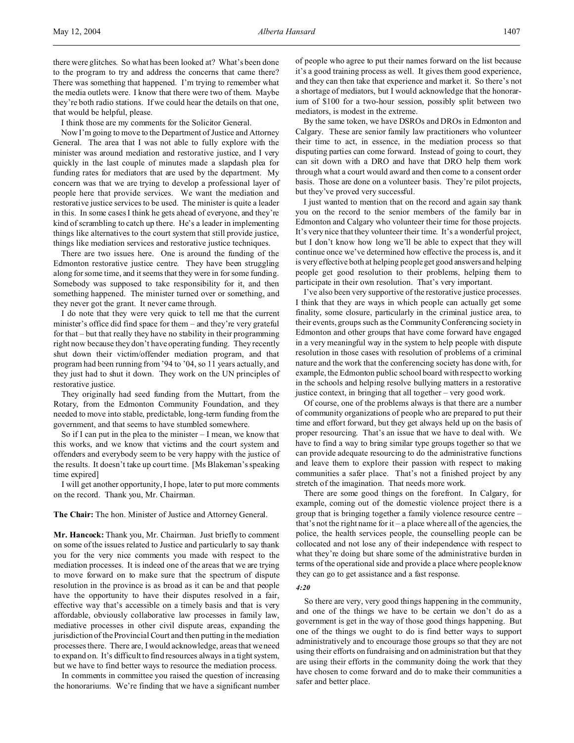there were glitches. So what has been looked at? What's been done to the program to try and address the concerns that came there? There was something that happened. I'm trying to remember what the media outlets were. I know that there were two of them. Maybe they're both radio stations. If we could hear the details on that one, that would be helpful, please.

I think those are my comments for the Solicitor General.

Now I'm going to move to the Department of Justice and Attorney General. The area that I was not able to fully explore with the minister was around mediation and restorative justice, and I very quickly in the last couple of minutes made a slapdash plea for funding rates for mediators that are used by the department. My concern was that we are trying to develop a professional layer of people here that provide services. We want the mediation and restorative justice services to be used. The minister is quite a leader in this. In some cases I think he gets ahead of everyone, and they're kind of scrambling to catch up there. He's a leader in implementing things like alternatives to the court system that still provide justice, things like mediation services and restorative justice techniques.

There are two issues here. One is around the funding of the Edmonton restorative justice centre. They have been struggling along for some time, and it seems that they were in for some funding. Somebody was supposed to take responsibility for it, and then something happened. The minister turned over or something, and they never got the grant. It never came through.

I do note that they were very quick to tell me that the current minister's office did find space for them – and they're very grateful for that – but that really they have no stability in their programming right now because they don't have operating funding. They recently shut down their victim/offender mediation program, and that program had been running from '94 to '04, so 11 years actually, and they just had to shut it down. They work on the UN principles of restorative justice.

They originally had seed funding from the Muttart, from the Rotary, from the Edmonton Community Foundation, and they needed to move into stable, predictable, long-term funding from the government, and that seems to have stumbled somewhere.

So if I can put in the plea to the minister – I mean, we know that this works, and we know that victims and the court system and offenders and everybody seem to be very happy with the justice of the results. It doesn't take up court time. [Ms Blakeman's speaking time expired]

I will get another opportunity, I hope, later to put more comments on the record. Thank you, Mr. Chairman.

**The Chair:** The hon. Minister of Justice and Attorney General.

**Mr. Hancock:** Thank you, Mr. Chairman. Just briefly to comment on some of the issues related to Justice and particularly to say thank you for the very nice comments you made with respect to the mediation processes. It is indeed one of the areas that we are trying to move forward on to make sure that the spectrum of dispute resolution in the province is as broad as it can be and that people have the opportunity to have their disputes resolved in a fair, effective way that's accessible on a timely basis and that is very affordable, obviously collaborative law processes in family law, mediative processes in other civil dispute areas, expanding the jurisdiction of the Provincial Court and then putting in the mediation processes there. There are, I would acknowledge, areas that we need to expand on. It's difficult to find resources always in a tight system, but we have to find better ways to resource the mediation process.

In comments in committee you raised the question of increasing the honorariums. We're finding that we have a significant number of people who agree to put their names forward on the list because it's a good training process as well. It gives them good experience, and they can then take that experience and market it. So there's not a shortage of mediators, but I would acknowledge that the honorarium of $100 for a two-hour session, possibly split between two mediators, is modest in the extreme.

By the same token, we have DSROs and DROs in Edmonton and Calgary. These are senior family law practitioners who volunteer their time to act, in essence, in the mediation process so that disputing parties can come forward. Instead of going to court, they can sit down with a DRO and have that DRO help them work through what a court would award and then come to a consent order basis. Those are done on a volunteer basis. They're pilot projects, but they've proved very successful.

I just wanted to mention that on the record and again say thank you on the record to the senior members of the family bar in Edmonton and Calgary who volunteer their time for those projects. It's very nice that they volunteer their time. It's a wonderful project, but I don't know how long we'll be able to expect that they will continue once we've determined how effective the process is, and it is very effective both at helping people get good answers and helping people get good resolution to their problems, helping them to participate in their own resolution. That's very important.

I've also been very supportive of the restorative justice processes. I think that they are ways in which people can actually get some finality, some closure, particularly in the criminal justice area, to their events, groups such as the Community Conferencing society in Edmonton and other groups that have come forward have engaged in a very meaningful way in the system to help people with dispute resolution in those cases with resolution of problems of a criminal nature and the work that the conferencing society has done with, for example, the Edmonton public school board with respect to working in the schools and helping resolve bullying matters in a restorative justice context, in bringing that all together – very good work.

Of course, one of the problems always is that there are a number of community organizations of people who are prepared to put their time and effort forward, but they get always held up on the basis of proper resourcing. That's an issue that we have to deal with. We have to find a way to bring similar type groups together so that we can provide adequate resourcing to do the administrative functions and leave them to explore their passion with respect to making communities a safer place. That's not a finished project by any stretch of the imagination. That needs more work.

There are some good things on the forefront. In Calgary, for example, coming out of the domestic violence project there is a group that is bringing together a family violence resource centre – that's not the right name for it – a place where all of the agencies, the police, the health services people, the counselling people can be collocated and not lose any of their independence with respect to what they're doing but share some of the administrative burden in terms of the operational side and provide a place where people know they can go to get assistance and a fast response.

*4:20*

So there are very, very good things happening in the community, and one of the things we have to be certain we don't do as a government is get in the way of those good things happening. But one of the things we ought to do is find better ways to support administratively and to encourage those groups so that they are not using their efforts on fundraising and on administration but that they are using their efforts in the community doing the work that they have chosen to come forward and do to make their communities a safer and better place.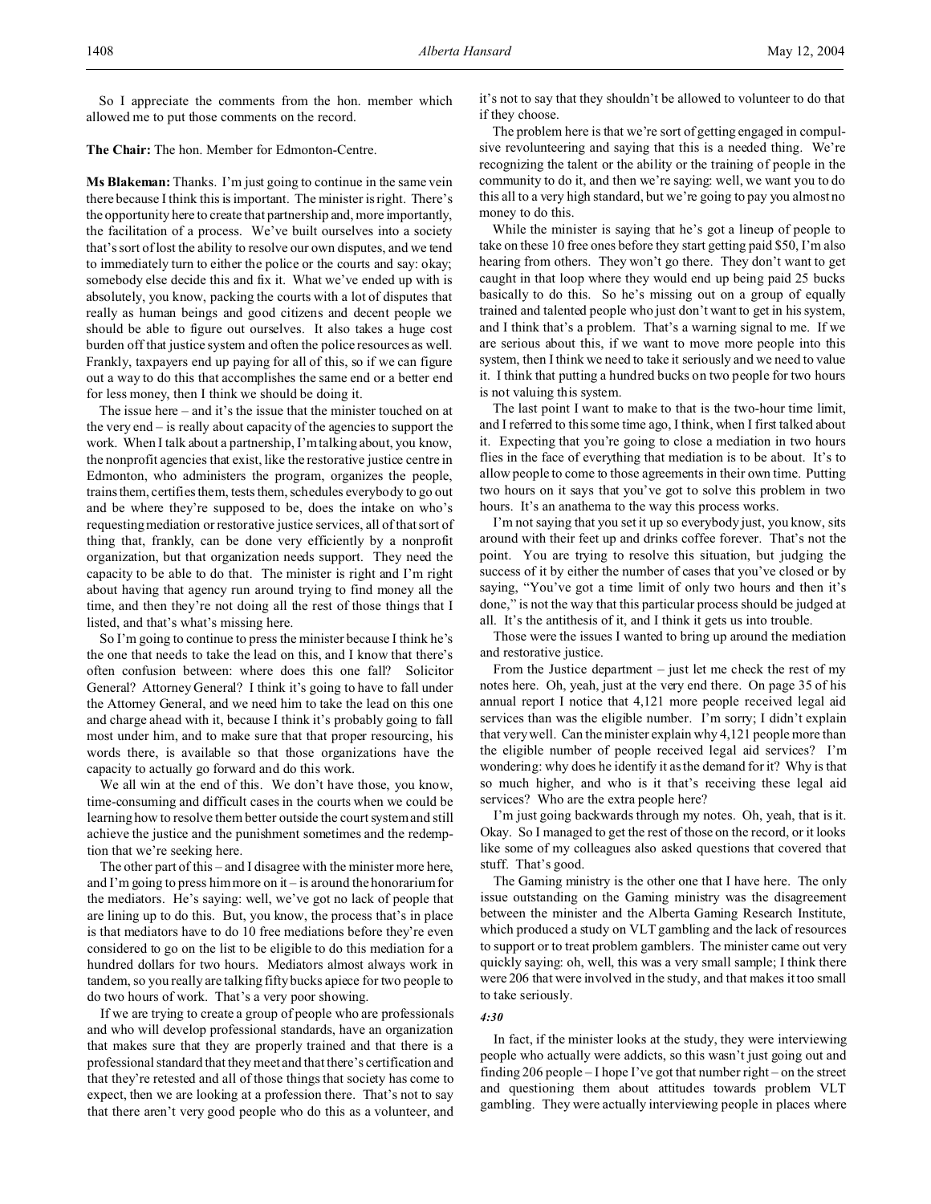So I appreciate the comments from the hon. member which allowed me to put those comments on the record.

**The Chair:** The hon. Member for Edmonton-Centre.

**Ms Blakeman:** Thanks. I'm just going to continue in the same vein there because I think this is important. The minister is right. There's the opportunity here to create that partnership and, more importantly, the facilitation of a process. We've built ourselves into a society that's sort of lost the ability to resolve our own disputes, and we tend to immediately turn to either the police or the courts and say: okay; somebody else decide this and fix it. What we've ended up with is absolutely, you know, packing the courts with a lot of disputes that really as human beings and good citizens and decent people we should be able to figure out ourselves. It also takes a huge cost burden off that justice system and often the police resources as well. Frankly, taxpayers end up paying for all of this, so if we can figure out a way to do this that accomplishes the same end or a better end for less money, then I think we should be doing it.

The issue here – and it's the issue that the minister touched on at the very end – is really about capacity of the agencies to support the work. When I talk about a partnership, I'm talking about, you know, the nonprofit agencies that exist, like the restorative justice centre in Edmonton, who administers the program, organizes the people, trains them, certifies them, tests them, schedules everybody to go out and be where they're supposed to be, does the intake on who's requesting mediation or restorative justice services, all of that sort of thing that, frankly, can be done very efficiently by a nonprofit organization, but that organization needs support. They need the capacity to be able to do that. The minister is right and I'm right about having that agency run around trying to find money all the time, and then they're not doing all the rest of those things that I listed, and that's what's missing here.

So I'm going to continue to press the minister because I think he's the one that needs to take the lead on this, and I know that there's often confusion between: where does this one fall? Solicitor General? Attorney General? I think it's going to have to fall under the Attorney General, and we need him to take the lead on this one and charge ahead with it, because I think it's probably going to fall most under him, and to make sure that that proper resourcing, his words there, is available so that those organizations have the capacity to actually go forward and do this work.

We all win at the end of this. We don't have those, you know, time-consuming and difficult cases in the courts when we could be learning how to resolve them better outside the court system and still achieve the justice and the punishment sometimes and the redemption that we're seeking here.

The other part of this – and I disagree with the minister more here, and I'm going to press him more on it – is around the honorarium for the mediators. He's saying: well, we've got no lack of people that are lining up to do this. But, you know, the process that's in place is that mediators have to do 10 free mediations before they're even considered to go on the list to be eligible to do this mediation for a hundred dollars for two hours. Mediators almost always work in tandem, so you really are talking fifty bucks apiece for two people to do two hours of work. That's a very poor showing.

If we are trying to create a group of people who are professionals and who will develop professional standards, have an organization that makes sure that they are properly trained and that there is a professional standard that they meet and that there's certification and that they're retested and all of those things that society has come to expect, then we are looking at a profession there. That's not to say that there aren't very good people who do this as a volunteer, and it's not to say that they shouldn't be allowed to volunteer to do that if they choose.

The problem here is that we're sort of getting engaged in compulsive revolunteering and saying that this is a needed thing. We're recognizing the talent or the ability or the training of people in the community to do it, and then we're saying: well, we want you to do this all to a very high standard, but we're going to pay you almost no money to do this.

While the minister is saying that he's got a lineup of people to take on these 10 free ones before they start getting paid $50, I'm also hearing from others. They won't go there. They don't want to get caught in that loop where they would end up being paid 25 bucks basically to do this. So he's missing out on a group of equally trained and talented people who just don't want to get in his system, and I think that's a problem. That's a warning signal to me. If we are serious about this, if we want to move more people into this system, then I think we need to take it seriously and we need to value it. I think that putting a hundred bucks on two people for two hours is not valuing this system.

The last point I want to make to that is the two-hour time limit, and I referred to this some time ago, I think, when I first talked about it. Expecting that you're going to close a mediation in two hours flies in the face of everything that mediation is to be about. It's to allow people to come to those agreements in their own time. Putting two hours on it says that you've got to solve this problem in two hours. It's an anathema to the way this process works.

I'm not saying that you set it up so everybody just, you know, sits around with their feet up and drinks coffee forever. That's not the point. You are trying to resolve this situation, but judging the success of it by either the number of cases that you've closed or by saying, "You've got a time limit of only two hours and then it's done," is not the way that this particular process should be judged at all. It's the antithesis of it, and I think it gets us into trouble.

Those were the issues I wanted to bring up around the mediation and restorative justice.

From the Justice department – just let me check the rest of my notes here. Oh, yeah, just at the very end there. On page 35 of his annual report I notice that 4,121 more people received legal aid services than was the eligible number. I'm sorry; I didn't explain that very well. Can the minister explain why 4,121 people more than the eligible number of people received legal aid services? I'm wondering: why does he identify it as the demand for it? Why is that so much higher, and who is it that's receiving these legal aid services? Who are the extra people here?

I'm just going backwards through my notes. Oh, yeah, that is it. Okay. So I managed to get the rest of those on the record, or it looks like some of my colleagues also asked questions that covered that stuff. That's good.

The Gaming ministry is the other one that I have here. The only issue outstanding on the Gaming ministry was the disagreement between the minister and the Alberta Gaming Research Institute, which produced a study on VLT gambling and the lack of resources to support or to treat problem gamblers. The minister came out very quickly saying: oh, well, this was a very small sample; I think there were 206 that were involved in the study, and that makes it too small to take seriously.

*4:30*

In fact, if the minister looks at the study, they were interviewing people who actually were addicts, so this wasn't just going out and finding 206 people – I hope I've got that number right – on the street and questioning them about attitudes towards problem VLT gambling. They were actually interviewing people in places where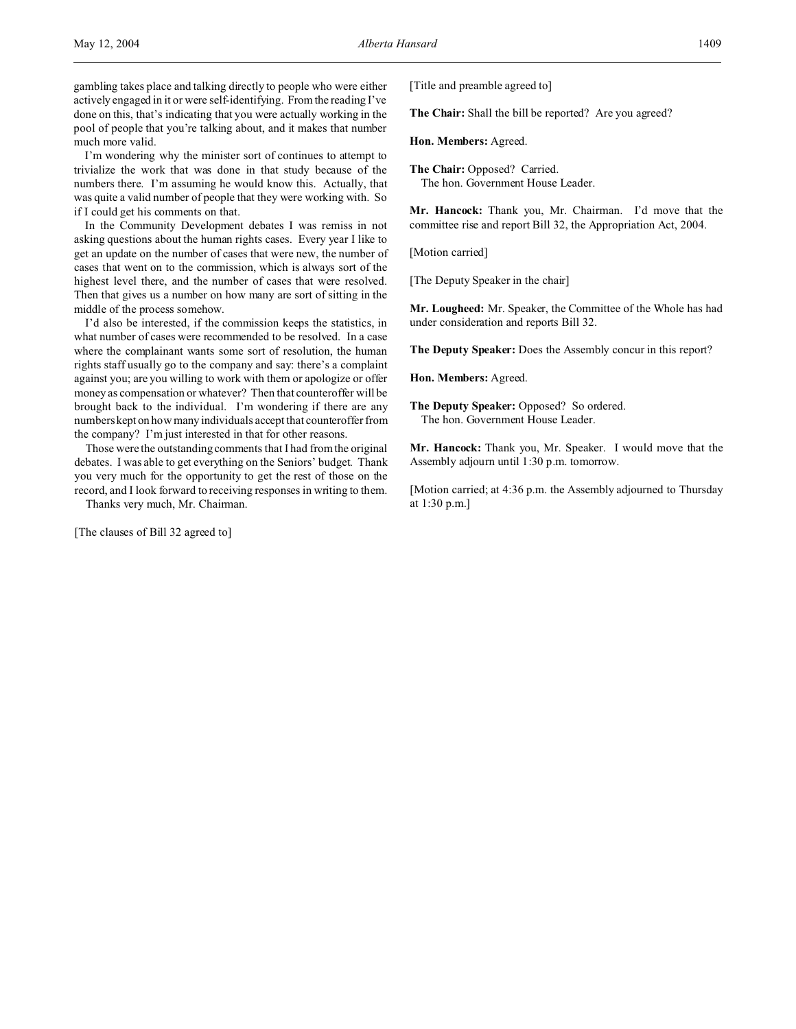gambling takes place and talking directly to people who were either actively engaged in it or were self-identifying. From the reading I've done on this, that's indicating that you were actually working in the pool of people that you're talking about, and it makes that number much more valid.

I'm wondering why the minister sort of continues to attempt to trivialize the work that was done in that study because of the numbers there. I'm assuming he would know this. Actually, that was quite a valid number of people that they were working with. So if I could get his comments on that.

In the Community Development debates I was remiss in not asking questions about the human rights cases. Every year I like to get an update on the number of cases that were new, the number of cases that went on to the commission, which is always sort of the highest level there, and the number of cases that were resolved. Then that gives us a number on how many are sort of sitting in the middle of the process somehow.

I'd also be interested, if the commission keeps the statistics, in what number of cases were recommended to be resolved. In a case where the complainant wants some sort of resolution, the human rights staff usually go to the company and say: there's a complaint against you; are you willing to work with them or apologize or offer money as compensation or whatever? Then that counteroffer will be brought back to the individual. I'm wondering if there are any numbers kept on how many individuals accept that counteroffer from the company? I'm just interested in that for other reasons.

Those were the outstanding comments that I had from the original debates. I was able to get everything on the Seniors' budget. Thank you very much for the opportunity to get the rest of those on the record, and I look forward to receiving responses in writing to them.

Thanks very much, Mr. Chairman.

[The clauses of Bill 32 agreed to]

[Title and preamble agreed to]

**The Chair:** Shall the bill be reported? Are you agreed?

**Hon. Members:** Agreed.

**The Chair:** Opposed? Carried.
The hon. Government House Leader.

**Mr. Hancock:** Thank you, Mr. Chairman. I'd move that the committee rise and report Bill 32, the Appropriation Act, 2004.

[Motion carried]

[The Deputy Speaker in the chair]

**Mr. Lougheed:** Mr. Speaker, the Committee of the Whole has had under consideration and reports Bill 32.

**The Deputy Speaker:** Does the Assembly concur in this report?

**Hon. Members:** Agreed.

**The Deputy Speaker:** Opposed? So ordered.
The hon. Government House Leader.

**Mr. Hancock:** Thank you, Mr. Speaker. I would move that the Assembly adjourn until 1:30 p.m. tomorrow.

[Motion carried; at 4:36 p.m. the Assembly adjourned to Thursday at 1:30 p.m.]